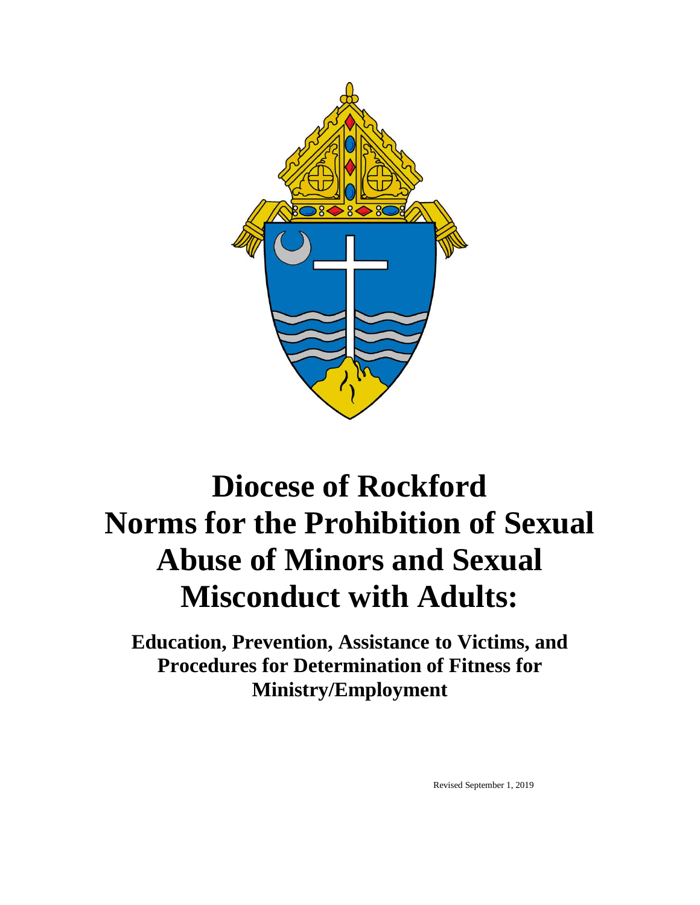# Diocese of Rockford Norms for the Prohibition of Sexual Abuse of Minors and Sexual Misconduct with Adults:

## Education, Prevention, Assistance to Victims, and Procedures for Determination of Fitness for Ministry/Employment

Revised September 1, 2019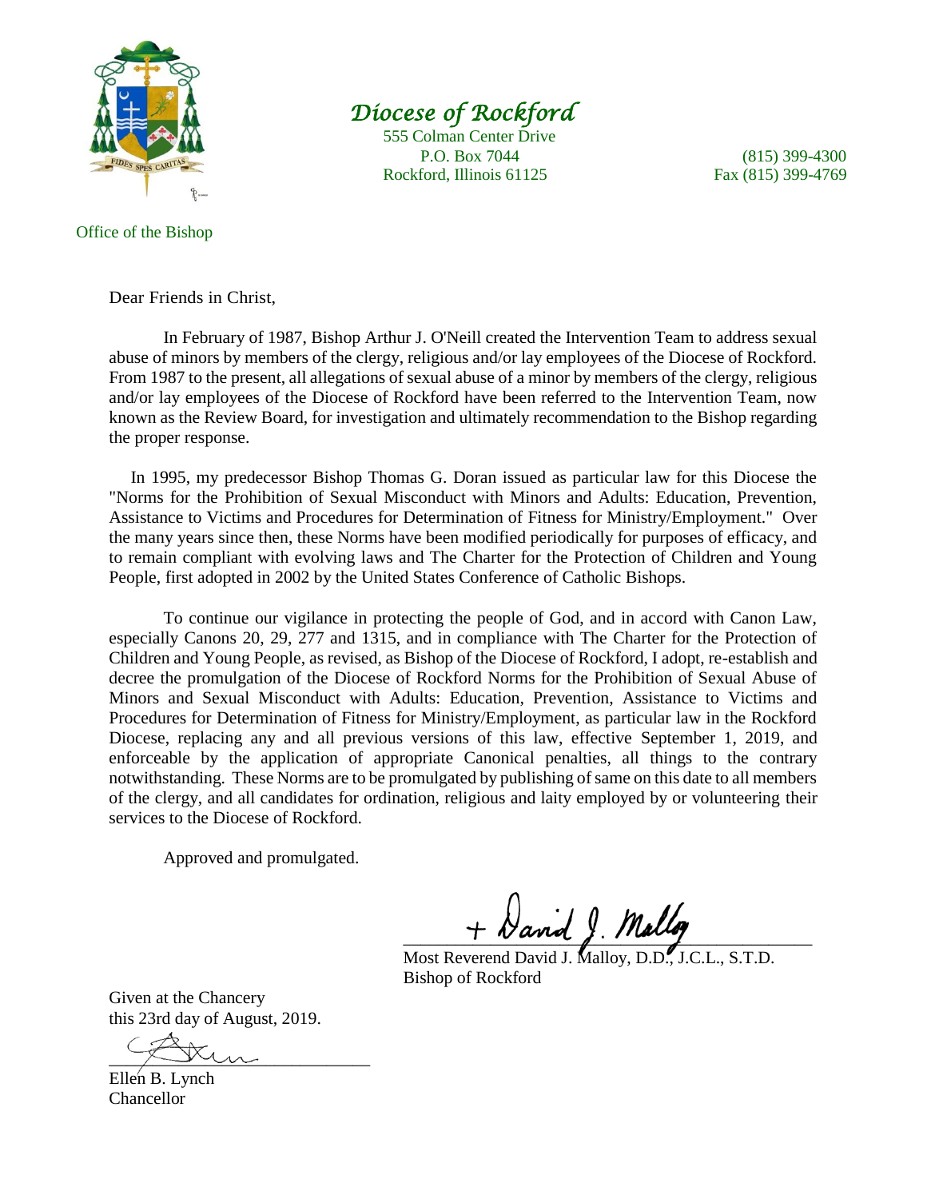*Diocese of Rockford*

555 Colman Center Drive
P.O. Box 7044
Rockford, Illinois 61125

(815) 399-4300
Fax (815) 399-4769

Office of the Bishop

Dear Friends in Christ,

In February of 1987, Bishop Arthur J. O'Neill created the Intervention Team to address sexual abuse of minors by members of the clergy, religious and/or lay employees of the Diocese of Rockford. From 1987 to the present, all allegations of sexual abuse of a minor by members of the clergy, religious and/or lay employees of the Diocese of Rockford have been referred to the Intervention Team, now known as the Review Board, for investigation and ultimately recommendation to the Bishop regarding the proper response.

In 1995, my predecessor Bishop Thomas G. Doran issued as particular law for this Diocese the "Norms for the Prohibition of Sexual Misconduct with Minors and Adults: Education, Prevention, Assistance to Victims and Procedures for Determination of Fitness for Ministry/Employment." Over the many years since then, these Norms have been modified periodically for purposes of efficacy, and to remain compliant with evolving laws and The Charter for the Protection of Children and Young People, first adopted in 2002 by the United States Conference of Catholic Bishops.

To continue our vigilance in protecting the people of God, and in accord with Canon Law, especially Canons 20, 29, 277 and 1315, and in compliance with The Charter for the Protection of Children and Young People, as revised, as Bishop of the Diocese of Rockford, I adopt, re-establish and decree the promulgation of the Diocese of Rockford Norms for the Prohibition of Sexual Abuse of Minors and Sexual Misconduct with Adults: Education, Prevention, Assistance to Victims and Procedures for Determination of Fitness for Ministry/Employment, as particular law in the Rockford Diocese, replacing any and all previous versions of this law, effective September 1, 2019, and enforceable by the application of appropriate Canonical penalties, all things to the contrary notwithstanding. These Norms are to be promulgated by publishing of same on this date to all members of the clergy, and all candidates for ordination, religious and laity employed by or volunteering their services to the Diocese of Rockford.

Approved and promulgated.

+ David J. Malloy

Most Reverend David J. Malloy, D.D., J.C.L., S.T.D.
Bishop of Rockford

Given at the Chancery
this 23rd day of August, 2019.

Ellen B. Lynch
Chancellor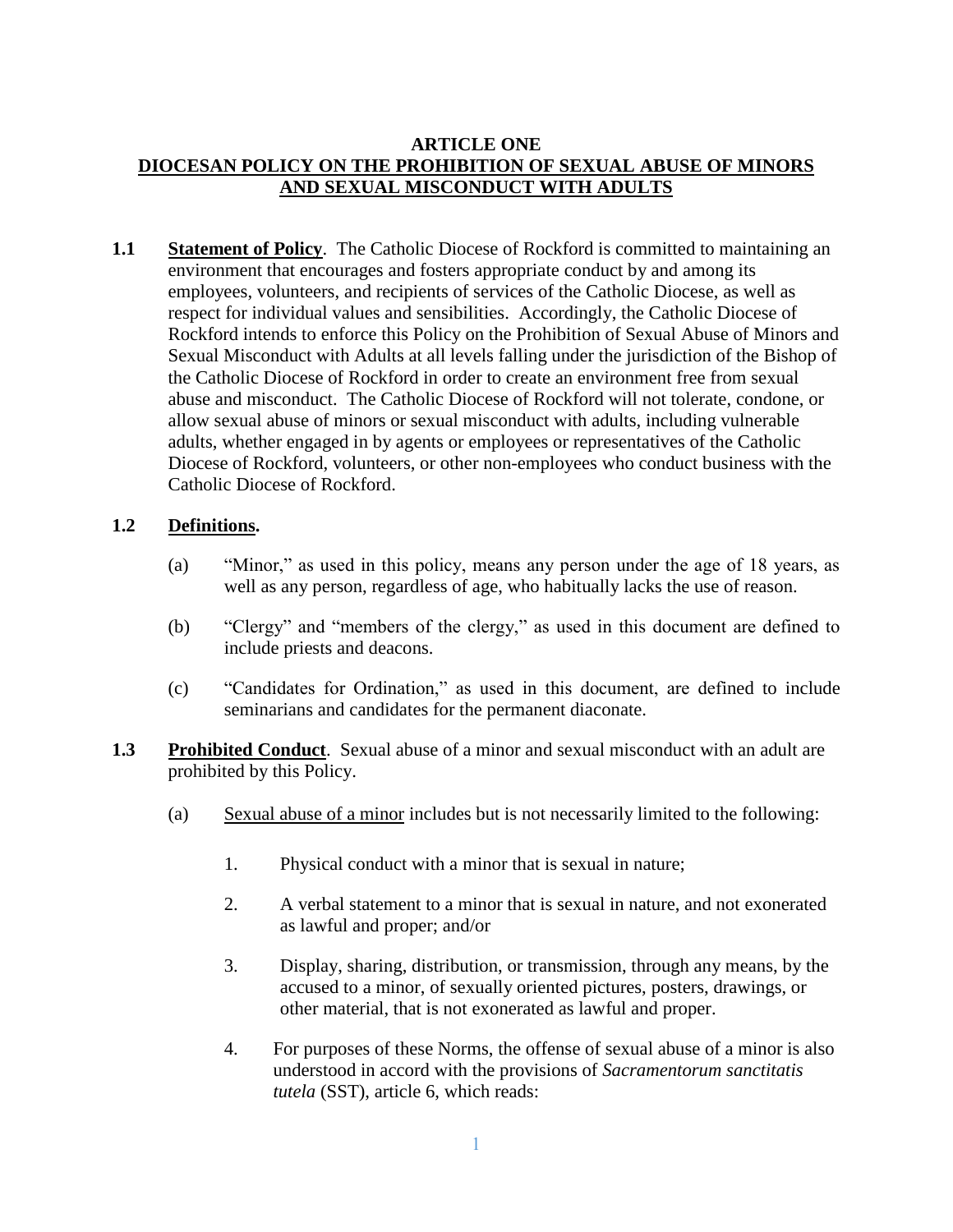## ARTICLE ONE
## DIOCESAN POLICY ON THE PROHIBITION OF SEXUAL ABUSE OF MINORS AND SEXUAL MISCONDUCT WITH ADULTS

**1.1 Statement of Policy**. The Catholic Diocese of Rockford is committed to maintaining an environment that encourages and fosters appropriate conduct by and among its employees, volunteers, and recipients of services of the Catholic Diocese, as well as respect for individual values and sensibilities. Accordingly, the Catholic Diocese of Rockford intends to enforce this Policy on the Prohibition of Sexual Abuse of Minors and Sexual Misconduct with Adults at all levels falling under the jurisdiction of the Bishop of the Catholic Diocese of Rockford in order to create an environment free from sexual abuse and misconduct. The Catholic Diocese of Rockford will not tolerate, condone, or allow sexual abuse of minors or sexual misconduct with adults, including vulnerable adults, whether engaged in by agents or employees or representatives of the Catholic Diocese of Rockford, volunteers, or other non-employees who conduct business with the Catholic Diocese of Rockford.

**1.2 Definitions.**

(a) "Minor," as used in this policy, means any person under the age of 18 years, as well as any person, regardless of age, who habitually lacks the use of reason.

(b) "Clergy" and "members of the clergy," as used in this document are defined to include priests and deacons.

(c) "Candidates for Ordination," as used in this document, are defined to include seminarians and candidates for the permanent diaconate.

**1.3 Prohibited Conduct**. Sexual abuse of a minor and sexual misconduct with an adult are prohibited by this Policy.

(a) Sexual abuse of a minor includes but is not necessarily limited to the following:

1. Physical conduct with a minor that is sexual in nature;

2. A verbal statement to a minor that is sexual in nature, and not exonerated as lawful and proper; and/or

3. Display, sharing, distribution, or transmission, through any means, by the accused to a minor, of sexually oriented pictures, posters, drawings, or other material, that is not exonerated as lawful and proper.

4. For purposes of these Norms, the offense of sexual abuse of a minor is also understood in accord with the provisions of *Sacramentorum sanctitatis tutela* (SST), article 6, which reads: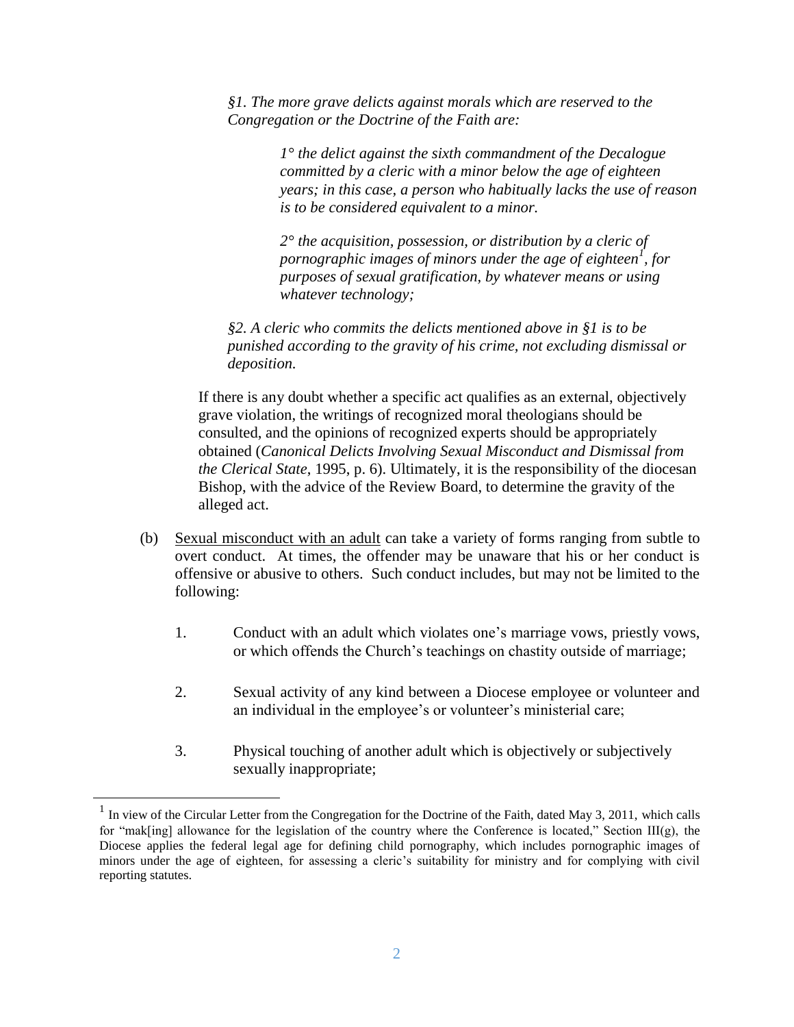*§1. The more grave delicts against morals which are reserved to the Congregation or the Doctrine of the Faith are:*

> *1° the delict against the sixth commandment of the Decalogue committed by a cleric with a minor below the age of eighteen years; in this case, a person who habitually lacks the use of reason is to be considered equivalent to a minor.*
>
> *2° the acquisition, possession, or distribution by a cleric of pornographic images of minors under the age of eighteen[1], for purposes of sexual gratification, by whatever means or using whatever technology;*

*§2. A cleric who commits the delicts mentioned above in §1 is to be punished according to the gravity of his crime, not excluding dismissal or deposition.*

If there is any doubt whether a specific act qualifies as an external, objectively grave violation, the writings of recognized moral theologians should be consulted, and the opinions of recognized experts should be appropriately obtained (*Canonical Delicts Involving Sexual Misconduct and Dismissal from the Clerical State*, 1995, p. 6). Ultimately, it is the responsibility of the diocesan Bishop, with the advice of the Review Board, to determine the gravity of the alleged act.

(b) Sexual misconduct with an adult can take a variety of forms ranging from subtle to overt conduct. At times, the offender may be unaware that his or her conduct is offensive or abusive to others. Such conduct includes, but may not be limited to the following:

1. Conduct with an adult which violates one's marriage vows, priestly vows, or which offends the Church's teachings on chastity outside of marriage;

2. Sexual activity of any kind between a Diocese employee or volunteer and an individual in the employee's or volunteer's ministerial care;

3. Physical touching of another adult which is objectively or subjectively sexually inappropriate;

---

[1] In view of the Circular Letter from the Congregation for the Doctrine of the Faith, dated May 3, 2011, which calls for "mak[ing] allowance for the legislation of the country where the Conference is located," Section III(g), the Diocese applies the federal legal age for defining child pornography, which includes pornographic images of minors under the age of eighteen, for assessing a cleric's suitability for ministry and for complying with civil reporting statutes.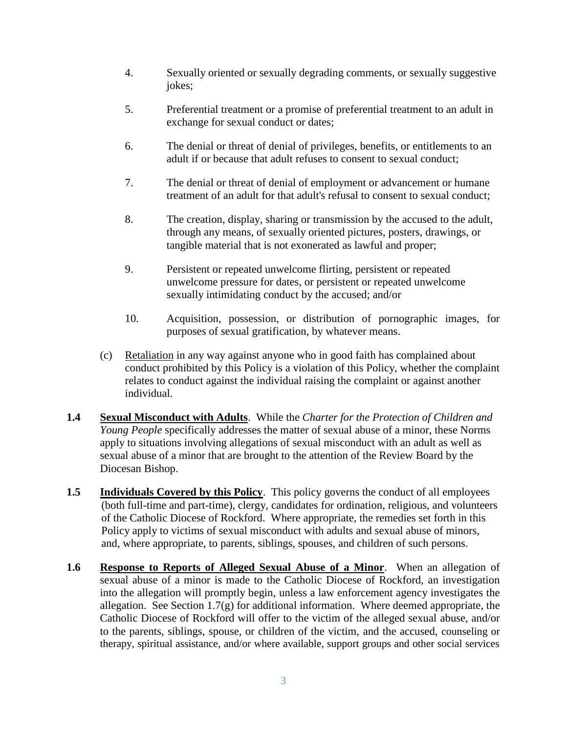4. Sexually oriented or sexually degrading comments, or sexually suggestive jokes;

5. Preferential treatment or a promise of preferential treatment to an adult in exchange for sexual conduct or dates;

6. The denial or threat of denial of privileges, benefits, or entitlements to an adult if or because that adult refuses to consent to sexual conduct;

7. The denial or threat of denial of employment or advancement or humane treatment of an adult for that adult's refusal to consent to sexual conduct;

8. The creation, display, sharing or transmission by the accused to the adult, through any means, of sexually oriented pictures, posters, drawings, or tangible material that is not exonerated as lawful and proper;

9. Persistent or repeated unwelcome flirting, persistent or repeated unwelcome pressure for dates, or persistent or repeated unwelcome sexually intimidating conduct by the accused; and/or

10. Acquisition, possession, or distribution of pornographic images, for purposes of sexual gratification, by whatever means.

(c) Retaliation in any way against anyone who in good faith has complained about conduct prohibited by this Policy is a violation of this Policy, whether the complaint relates to conduct against the individual raising the complaint or against another individual.

**1.4** **Sexual Misconduct with Adults**. While the *Charter for the Protection of Children and Young People* specifically addresses the matter of sexual abuse of a minor, these Norms apply to situations involving allegations of sexual misconduct with an adult as well as sexual abuse of a minor that are brought to the attention of the Review Board by the Diocesan Bishop.

**1.5** **Individuals Covered by this Policy**. This policy governs the conduct of all employees (both full-time and part-time), clergy, candidates for ordination, religious, and volunteers of the Catholic Diocese of Rockford. Where appropriate, the remedies set forth in this Policy apply to victims of sexual misconduct with adults and sexual abuse of minors, and, where appropriate, to parents, siblings, spouses, and children of such persons.

**1.6** **Response to Reports of Alleged Sexual Abuse of a Minor**. When an allegation of sexual abuse of a minor is made to the Catholic Diocese of Rockford, an investigation into the allegation will promptly begin, unless a law enforcement agency investigates the allegation. See Section 1.7(g) for additional information. Where deemed appropriate, the Catholic Diocese of Rockford will offer to the victim of the alleged sexual abuse, and/or to the parents, siblings, spouse, or children of the victim, and the accused, counseling or therapy, spiritual assistance, and/or where available, support groups and other social services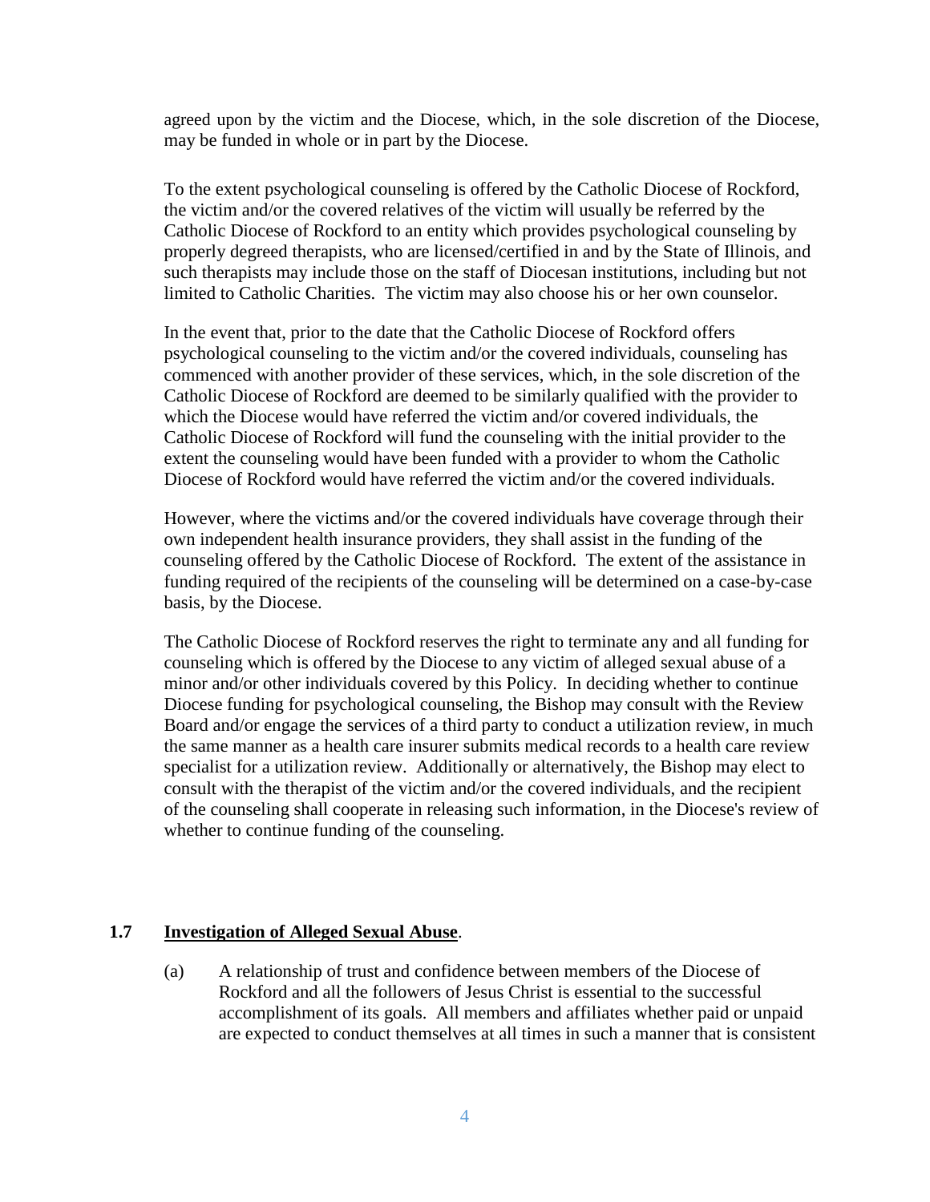agreed upon by the victim and the Diocese, which, in the sole discretion of the Diocese, may be funded in whole or in part by the Diocese.

To the extent psychological counseling is offered by the Catholic Diocese of Rockford, the victim and/or the covered relatives of the victim will usually be referred by the Catholic Diocese of Rockford to an entity which provides psychological counseling by properly degreed therapists, who are licensed/certified in and by the State of Illinois, and such therapists may include those on the staff of Diocesan institutions, including but not limited to Catholic Charities. The victim may also choose his or her own counselor.

In the event that, prior to the date that the Catholic Diocese of Rockford offers psychological counseling to the victim and/or the covered individuals, counseling has commenced with another provider of these services, which, in the sole discretion of the Catholic Diocese of Rockford are deemed to be similarly qualified with the provider to which the Diocese would have referred the victim and/or covered individuals, the Catholic Diocese of Rockford will fund the counseling with the initial provider to the extent the counseling would have been funded with a provider to whom the Catholic Diocese of Rockford would have referred the victim and/or the covered individuals.

However, where the victims and/or the covered individuals have coverage through their own independent health insurance providers, they shall assist in the funding of the counseling offered by the Catholic Diocese of Rockford. The extent of the assistance in funding required of the recipients of the counseling will be determined on a case-by-case basis, by the Diocese.

The Catholic Diocese of Rockford reserves the right to terminate any and all funding for counseling which is offered by the Diocese to any victim of alleged sexual abuse of a minor and/or other individuals covered by this Policy. In deciding whether to continue Diocese funding for psychological counseling, the Bishop may consult with the Review Board and/or engage the services of a third party to conduct a utilization review, in much the same manner as a health care insurer submits medical records to a health care review specialist for a utilization review. Additionally or alternatively, the Bishop may elect to consult with the therapist of the victim and/or the covered individuals, and the recipient of the counseling shall cooperate in releasing such information, in the Diocese's review of whether to continue funding of the counseling.

### 1.7 <u>Investigation of Alleged Sexual Abuse</u>.

(a) A relationship of trust and confidence between members of the Diocese of Rockford and all the followers of Jesus Christ is essential to the successful accomplishment of its goals. All members and affiliates whether paid or unpaid are expected to conduct themselves at all times in such a manner that is consistent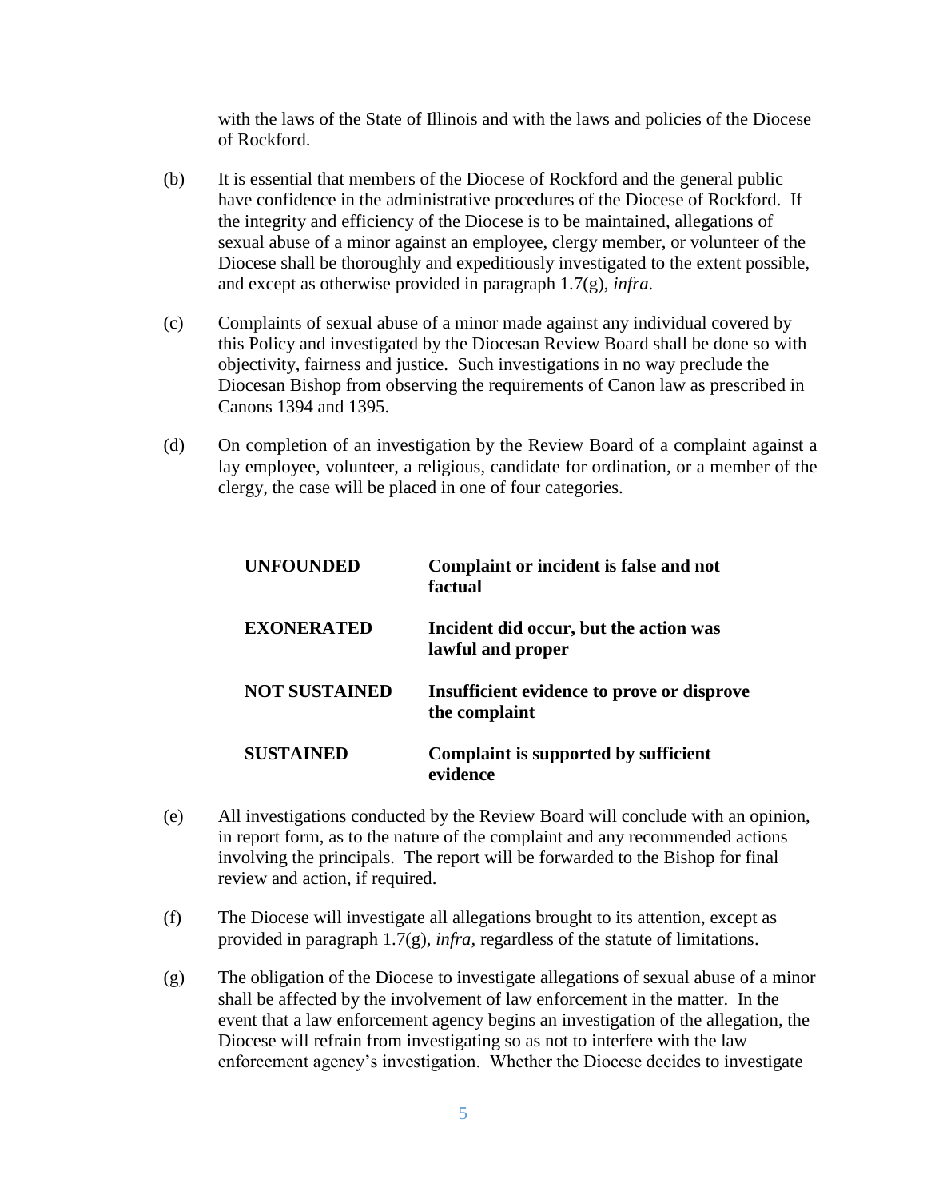with the laws of the State of Illinois and with the laws and policies of the Diocese of Rockford.

(b) It is essential that members of the Diocese of Rockford and the general public have confidence in the administrative procedures of the Diocese of Rockford. If the integrity and efficiency of the Diocese is to be maintained, allegations of sexual abuse of a minor against an employee, clergy member, or volunteer of the Diocese shall be thoroughly and expeditiously investigated to the extent possible, and except as otherwise provided in paragraph 1.7(g), *infra*.

(c) Complaints of sexual abuse of a minor made against any individual covered by this Policy and investigated by the Diocesan Review Board shall be done so with objectivity, fairness and justice. Such investigations in no way preclude the Diocesan Bishop from observing the requirements of Canon law as prescribed in Canons 1394 and 1395.

(d) On completion of an investigation by the Review Board of a complaint against a lay employee, volunteer, a religious, candidate for ordination, or a member of the clergy, the case will be placed in one of four categories.

| | |
|---|---|
| **UNFOUNDED** | **Complaint or incident is false and not factual** |
| **EXONERATED** | **Incident did occur, but the action was lawful and proper** |
| **NOT SUSTAINED** | **Insufficient evidence to prove or disprove the complaint** |
| **SUSTAINED** | **Complaint is supported by sufficient evidence** |

(e) All investigations conducted by the Review Board will conclude with an opinion, in report form, as to the nature of the complaint and any recommended actions involving the principals. The report will be forwarded to the Bishop for final review and action, if required.

(f) The Diocese will investigate all allegations brought to its attention, except as provided in paragraph 1.7(g), *infra*, regardless of the statute of limitations.

(g) The obligation of the Diocese to investigate allegations of sexual abuse of a minor shall be affected by the involvement of law enforcement in the matter. In the event that a law enforcement agency begins an investigation of the allegation, the Diocese will refrain from investigating so as not to interfere with the law enforcement agency's investigation. Whether the Diocese decides to investigate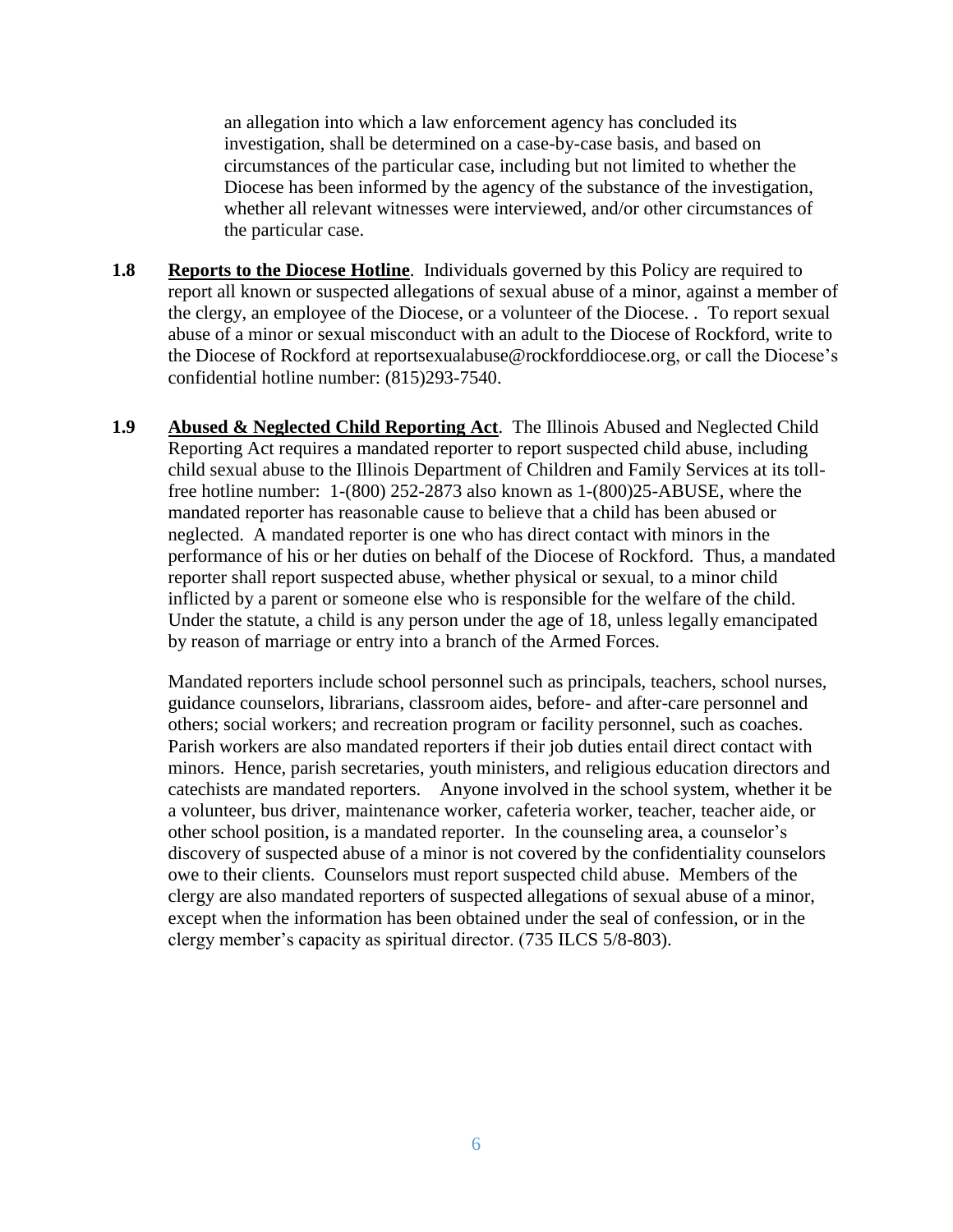an allegation into which a law enforcement agency has concluded its investigation, shall be determined on a case-by-case basis, and based on circumstances of the particular case, including but not limited to whether the Diocese has been informed by the agency of the substance of the investigation, whether all relevant witnesses were interviewed, and/or other circumstances of the particular case.

**1.8** **Reports to the Diocese Hotline**. Individuals governed by this Policy are required to report all known or suspected allegations of sexual abuse of a minor, against a member of the clergy, an employee of the Diocese, or a volunteer of the Diocese. . To report sexual abuse of a minor or sexual misconduct with an adult to the Diocese of Rockford, write to the Diocese of Rockford at reportsexualabuse@rockforddiocese.org, or call the Diocese's confidential hotline number: (815)293-7540.

**1.9** **Abused & Neglected Child Reporting Act**. The Illinois Abused and Neglected Child Reporting Act requires a mandated reporter to report suspected child abuse, including child sexual abuse to the Illinois Department of Children and Family Services at its toll-free hotline number: 1-(800) 252-2873 also known as 1-(800)25-ABUSE, where the mandated reporter has reasonable cause to believe that a child has been abused or neglected. A mandated reporter is one who has direct contact with minors in the performance of his or her duties on behalf of the Diocese of Rockford. Thus, a mandated reporter shall report suspected abuse, whether physical or sexual, to a minor child inflicted by a parent or someone else who is responsible for the welfare of the child. Under the statute, a child is any person under the age of 18, unless legally emancipated by reason of marriage or entry into a branch of the Armed Forces.

Mandated reporters include school personnel such as principals, teachers, school nurses, guidance counselors, librarians, classroom aides, before- and after-care personnel and others; social workers; and recreation program or facility personnel, such as coaches. Parish workers are also mandated reporters if their job duties entail direct contact with minors. Hence, parish secretaries, youth ministers, and religious education directors and catechists are mandated reporters. Anyone involved in the school system, whether it be a volunteer, bus driver, maintenance worker, cafeteria worker, teacher, teacher aide, or other school position, is a mandated reporter. In the counseling area, a counselor's discovery of suspected abuse of a minor is not covered by the confidentiality counselors owe to their clients. Counselors must report suspected child abuse. Members of the clergy are also mandated reporters of suspected allegations of sexual abuse of a minor, except when the information has been obtained under the seal of confession, or in the clergy member's capacity as spiritual director. (735 ILCS 5/8-803).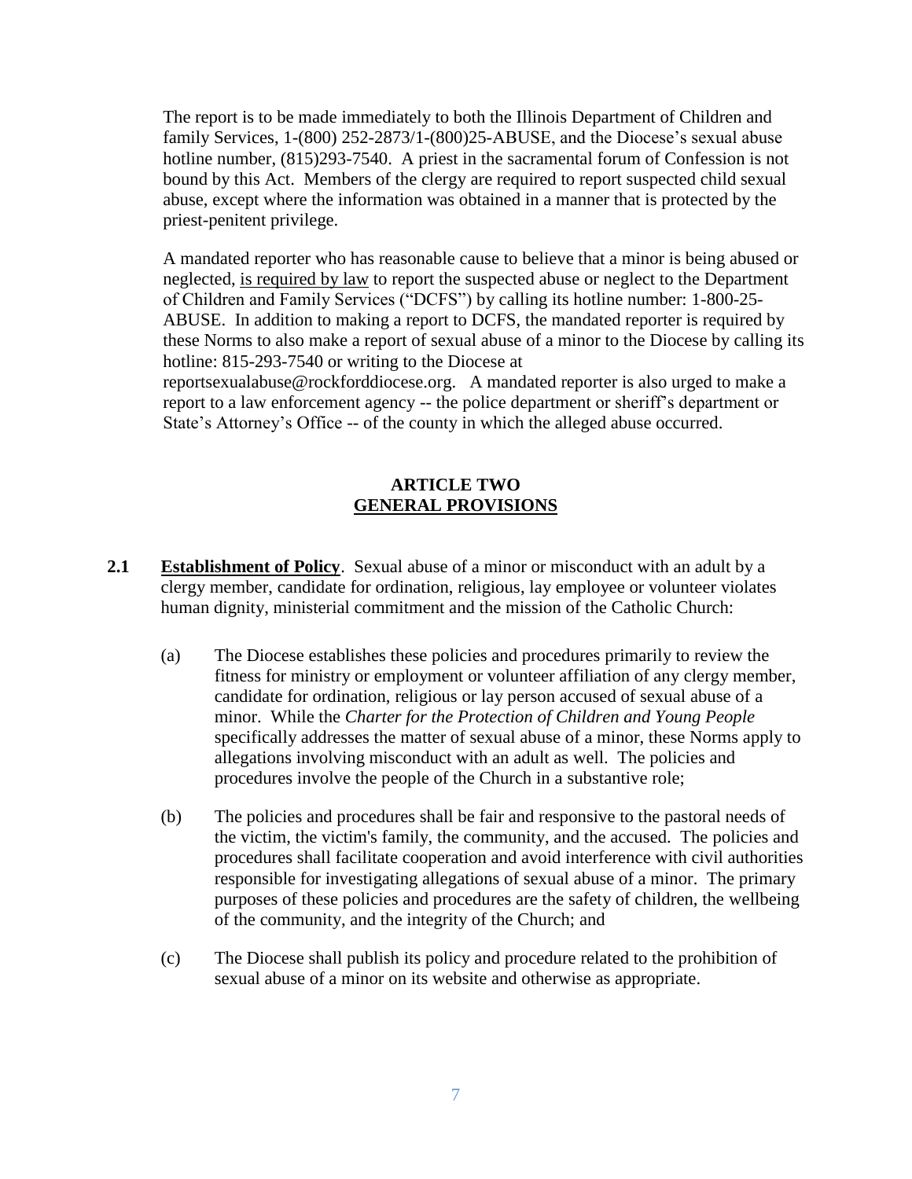The report is to be made immediately to both the Illinois Department of Children and family Services, 1-(800) 252-2873/1-(800)25-ABUSE, and the Diocese's sexual abuse hotline number, (815)293-7540. A priest in the sacramental forum of Confession is not bound by this Act. Members of the clergy are required to report suspected child sexual abuse, except where the information was obtained in a manner that is protected by the priest-penitent privilege.

A mandated reporter who has reasonable cause to believe that a minor is being abused or neglected, <u>is required by law</u> to report the suspected abuse or neglect to the Department of Children and Family Services ("DCFS") by calling its hotline number: 1-800-25-ABUSE. In addition to making a report to DCFS, the mandated reporter is required by these Norms to also make a report of sexual abuse of a minor to the Diocese by calling its hotline: 815-293-7540 or writing to the Diocese at reportsexualabuse@rockforddiocese.org. A mandated reporter is also urged to make a report to a law enforcement agency -- the police department or sheriff's department or State's Attorney's Office -- of the county in which the alleged abuse occurred.

## ARTICLE TWO
## GENERAL PROVISIONS

**2.1 <u>Establishment of Policy</u>**. Sexual abuse of a minor or misconduct with an adult by a clergy member, candidate for ordination, religious, lay employee or volunteer violates human dignity, ministerial commitment and the mission of the Catholic Church:

(a) The Diocese establishes these policies and procedures primarily to review the fitness for ministry or employment or volunteer affiliation of any clergy member, candidate for ordination, religious or lay person accused of sexual abuse of a minor. While the *Charter for the Protection of Children and Young People* specifically addresses the matter of sexual abuse of a minor, these Norms apply to allegations involving misconduct with an adult as well. The policies and procedures involve the people of the Church in a substantive role;

(b) The policies and procedures shall be fair and responsive to the pastoral needs of the victim, the victim's family, the community, and the accused. The policies and procedures shall facilitate cooperation and avoid interference with civil authorities responsible for investigating allegations of sexual abuse of a minor. The primary purposes of these policies and procedures are the safety of children, the wellbeing of the community, and the integrity of the Church; and

(c) The Diocese shall publish its policy and procedure related to the prohibition of sexual abuse of a minor on its website and otherwise as appropriate.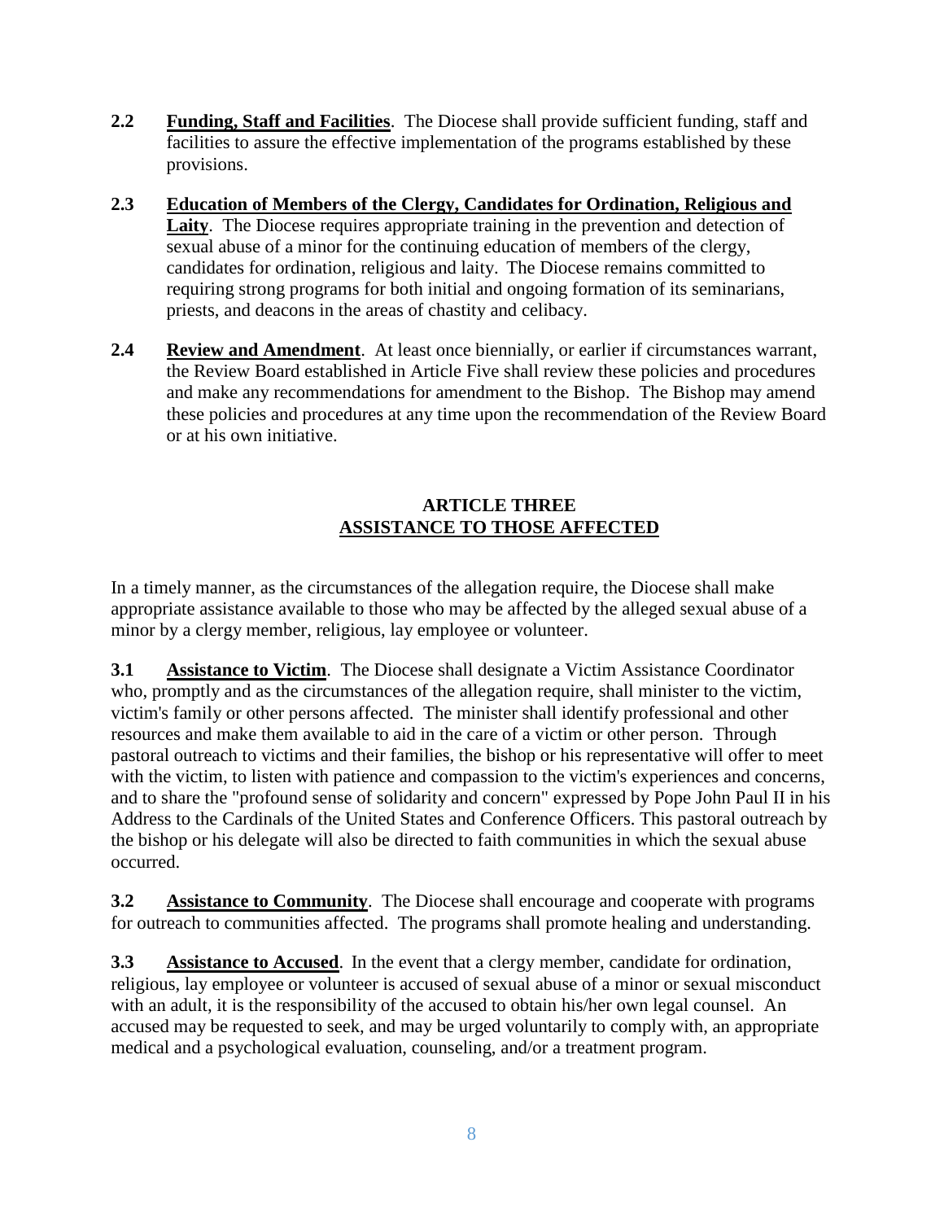**2.2 Funding, Staff and Facilities**. The Diocese shall provide sufficient funding, staff and facilities to assure the effective implementation of the programs established by these provisions.

**2.3 Education of Members of the Clergy, Candidates for Ordination, Religious and Laity**. The Diocese requires appropriate training in the prevention and detection of sexual abuse of a minor for the continuing education of members of the clergy, candidates for ordination, religious and laity. The Diocese remains committed to requiring strong programs for both initial and ongoing formation of its seminarians, priests, and deacons in the areas of chastity and celibacy.

**2.4 Review and Amendment**. At least once biennially, or earlier if circumstances warrant, the Review Board established in Article Five shall review these policies and procedures and make any recommendations for amendment to the Bishop. The Bishop may amend these policies and procedures at any time upon the recommendation of the Review Board or at his own initiative.

## ARTICLE THREE
## ASSISTANCE TO THOSE AFFECTED

In a timely manner, as the circumstances of the allegation require, the Diocese shall make appropriate assistance available to those who may be affected by the alleged sexual abuse of a minor by a clergy member, religious, lay employee or volunteer.

**3.1 Assistance to Victim**. The Diocese shall designate a Victim Assistance Coordinator who, promptly and as the circumstances of the allegation require, shall minister to the victim, victim's family or other persons affected. The minister shall identify professional and other resources and make them available to aid in the care of a victim or other person. Through pastoral outreach to victims and their families, the bishop or his representative will offer to meet with the victim, to listen with patience and compassion to the victim's experiences and concerns, and to share the "profound sense of solidarity and concern" expressed by Pope John Paul II in his Address to the Cardinals of the United States and Conference Officers. This pastoral outreach by the bishop or his delegate will also be directed to faith communities in which the sexual abuse occurred.

**3.2 Assistance to Community**. The Diocese shall encourage and cooperate with programs for outreach to communities affected. The programs shall promote healing and understanding.

**3.3 Assistance to Accused**. In the event that a clergy member, candidate for ordination, religious, lay employee or volunteer is accused of sexual abuse of a minor or sexual misconduct with an adult, it is the responsibility of the accused to obtain his/her own legal counsel. An accused may be requested to seek, and may be urged voluntarily to comply with, an appropriate medical and a psychological evaluation, counseling, and/or a treatment program.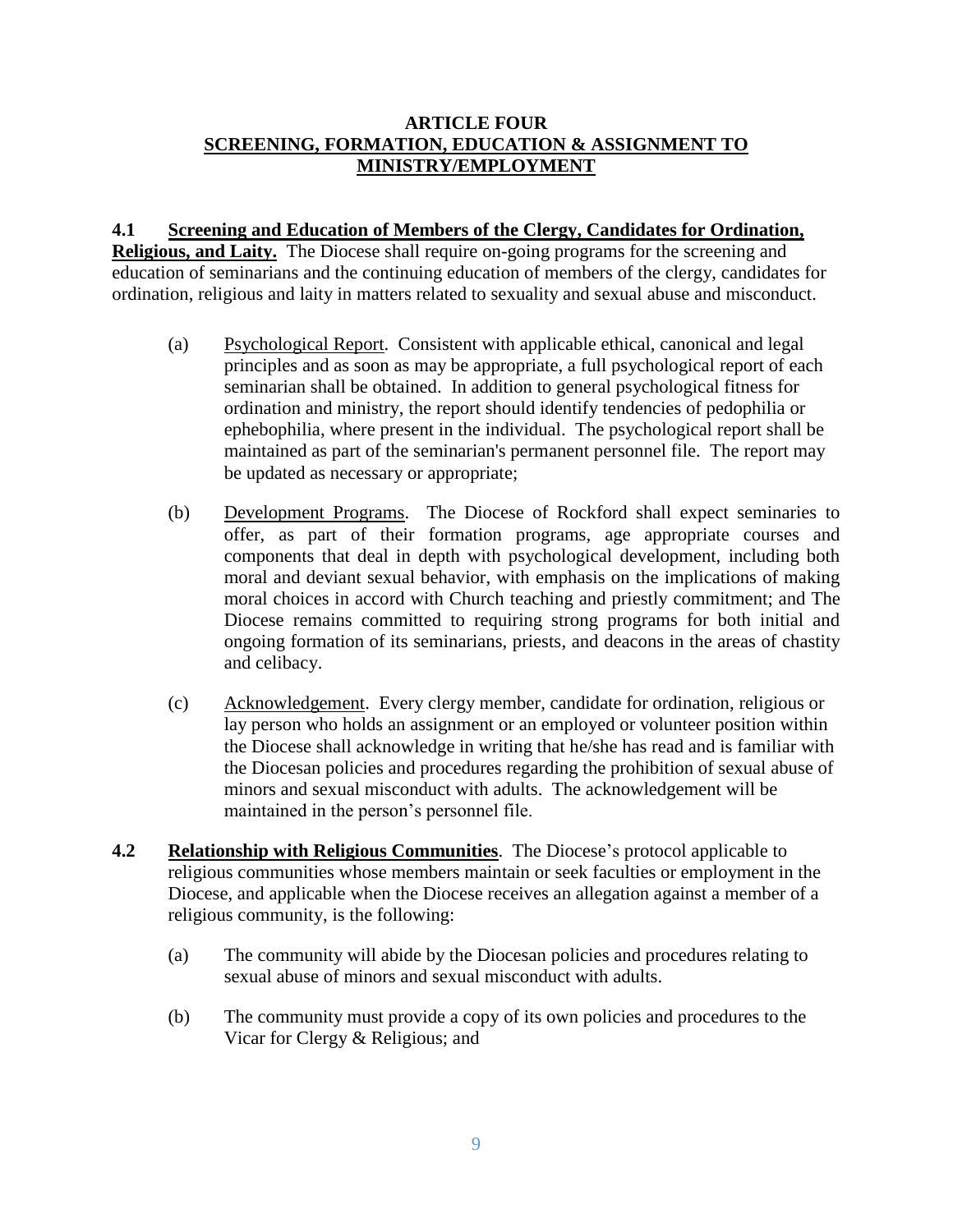## ARTICLE FOUR
## SCREENING, FORMATION, EDUCATION & ASSIGNMENT TO MINISTRY/EMPLOYMENT

**4.1 Screening and Education of Members of the Clergy, Candidates for Ordination, Religious, and Laity.** The Diocese shall require on-going programs for the screening and education of seminarians and the continuing education of members of the clergy, candidates for ordination, religious and laity in matters related to sexuality and sexual abuse and misconduct.

(a) Psychological Report. Consistent with applicable ethical, canonical and legal principles and as soon as may be appropriate, a full psychological report of each seminarian shall be obtained. In addition to general psychological fitness for ordination and ministry, the report should identify tendencies of pedophilia or ephebophilia, where present in the individual. The psychological report shall be maintained as part of the seminarian's permanent personnel file. The report may be updated as necessary or appropriate;

(b) Development Programs. The Diocese of Rockford shall expect seminaries to offer, as part of their formation programs, age appropriate courses and components that deal in depth with psychological development, including both moral and deviant sexual behavior, with emphasis on the implications of making moral choices in accord with Church teaching and priestly commitment; and The Diocese remains committed to requiring strong programs for both initial and ongoing formation of its seminarians, priests, and deacons in the areas of chastity and celibacy.

(c) Acknowledgement. Every clergy member, candidate for ordination, religious or lay person who holds an assignment or an employed or volunteer position within the Diocese shall acknowledge in writing that he/she has read and is familiar with the Diocesan policies and procedures regarding the prohibition of sexual abuse of minors and sexual misconduct with adults. The acknowledgement will be maintained in the person's personnel file.

**4.2 Relationship with Religious Communities**. The Diocese's protocol applicable to religious communities whose members maintain or seek faculties or employment in the Diocese, and applicable when the Diocese receives an allegation against a member of a religious community, is the following:

(a) The community will abide by the Diocesan policies and procedures relating to sexual abuse of minors and sexual misconduct with adults.

(b) The community must provide a copy of its own policies and procedures to the Vicar for Clergy & Religious; and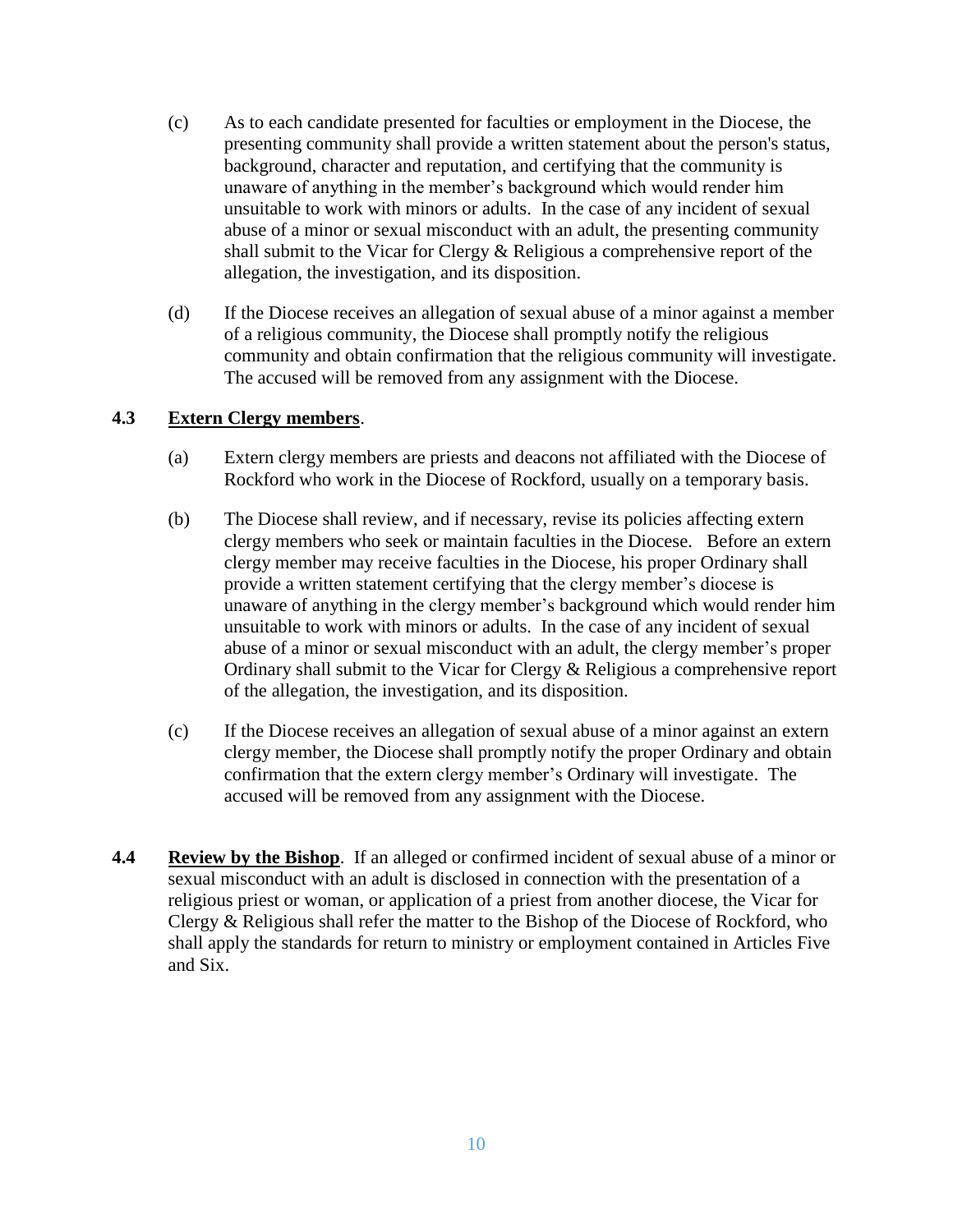(c) As to each candidate presented for faculties or employment in the Diocese, the presenting community shall provide a written statement about the person's status, background, character and reputation, and certifying that the community is unaware of anything in the member's background which would render him unsuitable to work with minors or adults. In the case of any incident of sexual abuse of a minor or sexual misconduct with an adult, the presenting community shall submit to the Vicar for Clergy & Religious a comprehensive report of the allegation, the investigation, and its disposition.

(d) If the Diocese receives an allegation of sexual abuse of a minor against a member of a religious community, the Diocese shall promptly notify the religious community and obtain confirmation that the religious community will investigate. The accused will be removed from any assignment with the Diocese.

**4.3 <u>Extern Clergy members</u>**.

(a) Extern clergy members are priests and deacons not affiliated with the Diocese of Rockford who work in the Diocese of Rockford, usually on a temporary basis.

(b) The Diocese shall review, and if necessary, revise its policies affecting extern clergy members who seek or maintain faculties in the Diocese. Before an extern clergy member may receive faculties in the Diocese, his proper Ordinary shall provide a written statement certifying that the clergy member's diocese is unaware of anything in the clergy member's background which would render him unsuitable to work with minors or adults. In the case of any incident of sexual abuse of a minor or sexual misconduct with an adult, the clergy member's proper Ordinary shall submit to the Vicar for Clergy & Religious a comprehensive report of the allegation, the investigation, and its disposition.

(c) If the Diocese receives an allegation of sexual abuse of a minor against an extern clergy member, the Diocese shall promptly notify the proper Ordinary and obtain confirmation that the extern clergy member's Ordinary will investigate. The accused will be removed from any assignment with the Diocese.

**4.4 <u>Review by the Bishop</u>**. If an alleged or confirmed incident of sexual abuse of a minor or sexual misconduct with an adult is disclosed in connection with the presentation of a religious priest or woman, or application of a priest from another diocese, the Vicar for Clergy & Religious shall refer the matter to the Bishop of the Diocese of Rockford, who shall apply the standards for return to ministry or employment contained in Articles Five and Six.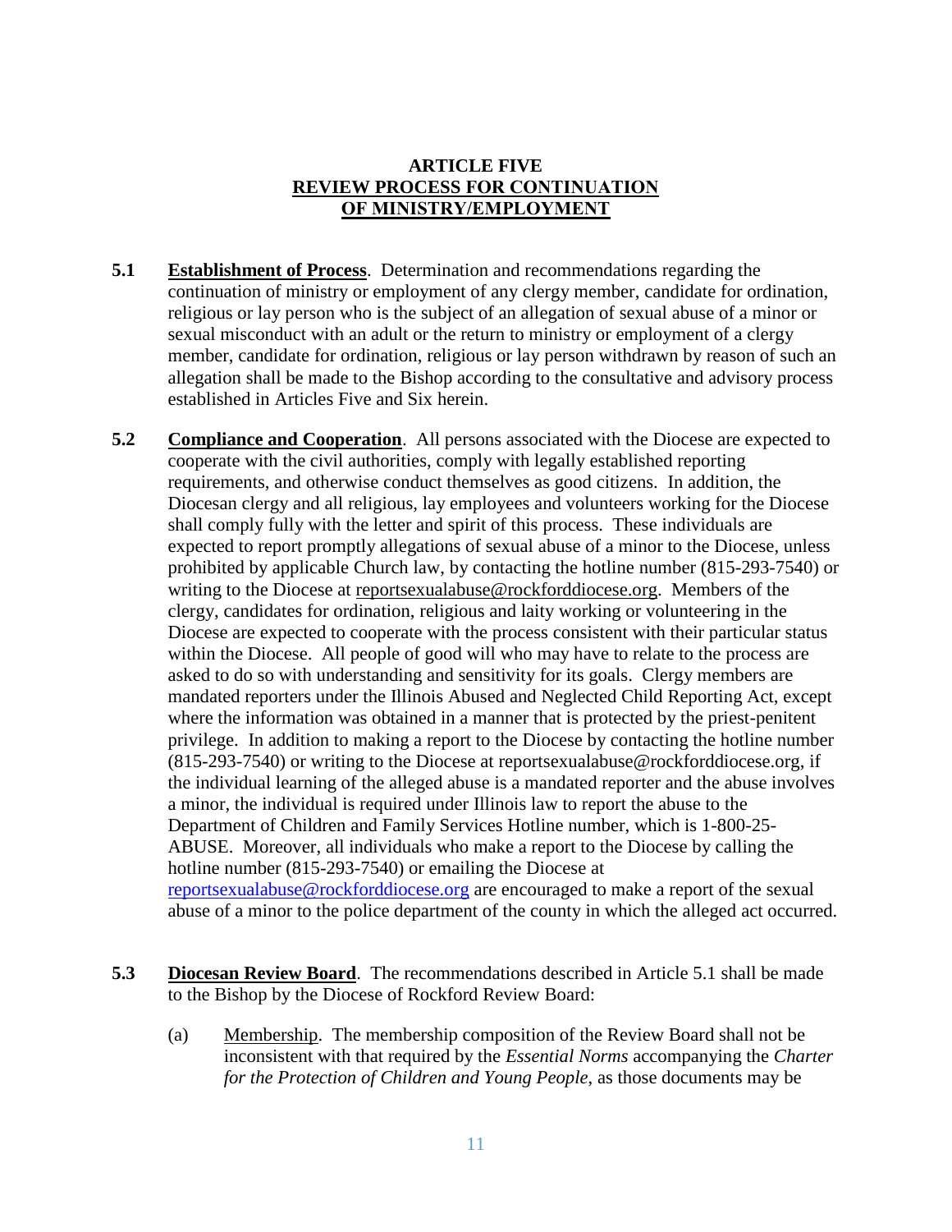## ARTICLE FIVE
## REVIEW PROCESS FOR CONTINUATION OF MINISTRY/EMPLOYMENT

**5.1** **Establishment of Process**. Determination and recommendations regarding the continuation of ministry or employment of any clergy member, candidate for ordination, religious or lay person who is the subject of an allegation of sexual abuse of a minor or sexual misconduct with an adult or the return to ministry or employment of a clergy member, candidate for ordination, religious or lay person withdrawn by reason of such an allegation shall be made to the Bishop according to the consultative and advisory process established in Articles Five and Six herein.

**5.2** **Compliance and Cooperation**. All persons associated with the Diocese are expected to cooperate with the civil authorities, comply with legally established reporting requirements, and otherwise conduct themselves as good citizens. In addition, the Diocesan clergy and all religious, lay employees and volunteers working for the Diocese shall comply fully with the letter and spirit of this process. These individuals are expected to report promptly allegations of sexual abuse of a minor to the Diocese, unless prohibited by applicable Church law, by contacting the hotline number (815-293-7540) or writing to the Diocese at reportsexualabuse@rockforddiocese.org. Members of the clergy, candidates for ordination, religious and laity working or volunteering in the Diocese are expected to cooperate with the process consistent with their particular status within the Diocese. All people of good will who may have to relate to the process are asked to do so with understanding and sensitivity for its goals. Clergy members are mandated reporters under the Illinois Abused and Neglected Child Reporting Act, except where the information was obtained in a manner that is protected by the priest-penitent privilege. In addition to making a report to the Diocese by contacting the hotline number (815-293-7540) or writing to the Diocese at reportsexualabuse@rockforddiocese.org, if the individual learning of the alleged abuse is a mandated reporter and the abuse involves a minor, the individual is required under Illinois law to report the abuse to the Department of Children and Family Services Hotline number, which is 1-800-25-ABUSE. Moreover, all individuals who make a report to the Diocese by calling the hotline number (815-293-7540) or emailing the Diocese at reportsexualabuse@rockforddiocese.org are encouraged to make a report of the sexual abuse of a minor to the police department of the county in which the alleged act occurred.

**5.3** **Diocesan Review Board**. The recommendations described in Article 5.1 shall be made to the Bishop by the Diocese of Rockford Review Board:

(a) Membership. The membership composition of the Review Board shall not be inconsistent with that required by the *Essential Norms* accompanying the *Charter for the Protection of Children and Young People*, as those documents may be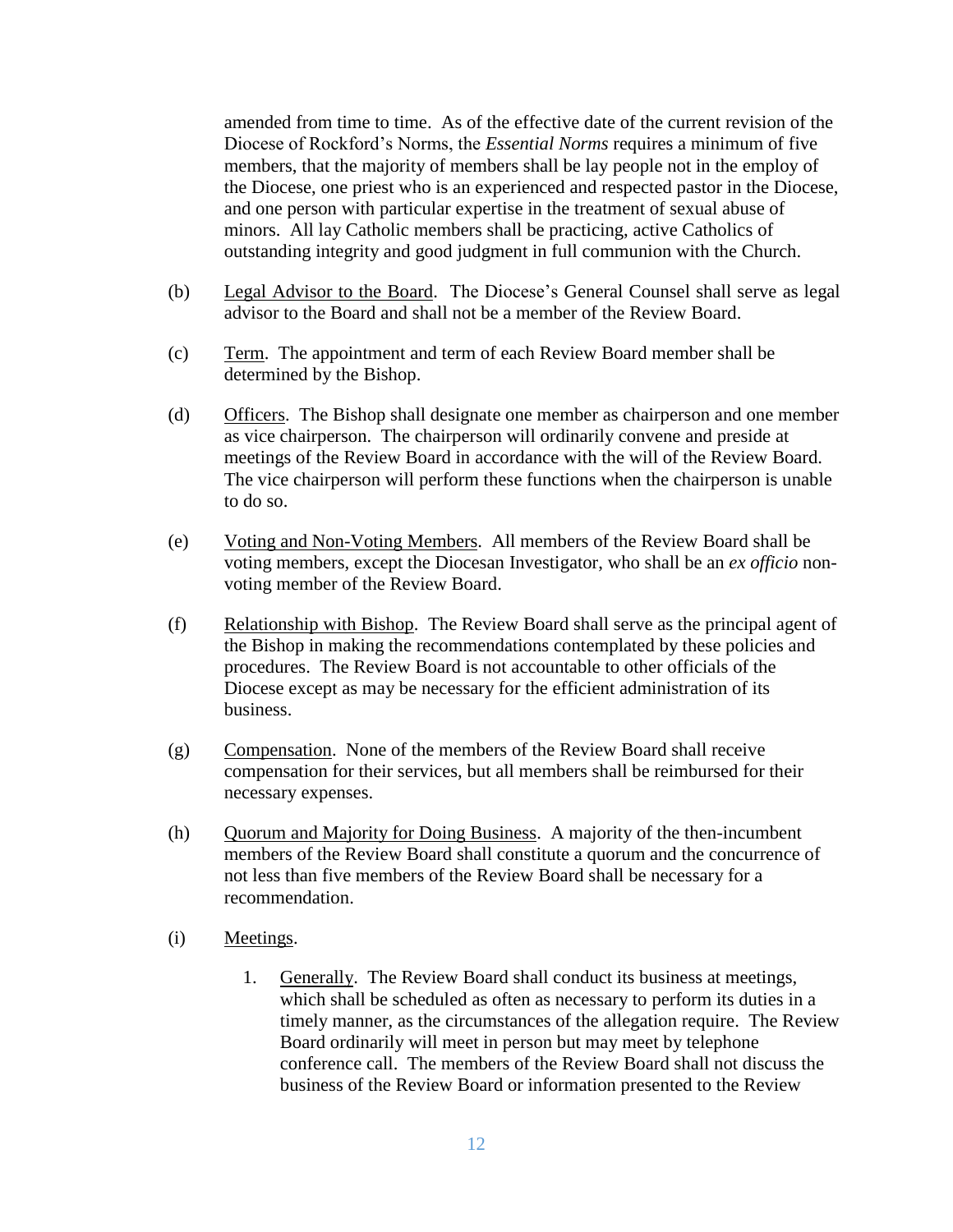amended from time to time. As of the effective date of the current revision of the Diocese of Rockford's Norms, the *Essential Norms* requires a minimum of five members, that the majority of members shall be lay people not in the employ of the Diocese, one priest who is an experienced and respected pastor in the Diocese, and one person with particular expertise in the treatment of sexual abuse of minors. All lay Catholic members shall be practicing, active Catholics of outstanding integrity and good judgment in full communion with the Church.

(b) Legal Advisor to the Board. The Diocese's General Counsel shall serve as legal advisor to the Board and shall not be a member of the Review Board.

(c) Term. The appointment and term of each Review Board member shall be determined by the Bishop.

(d) Officers. The Bishop shall designate one member as chairperson and one member as vice chairperson. The chairperson will ordinarily convene and preside at meetings of the Review Board in accordance with the will of the Review Board. The vice chairperson will perform these functions when the chairperson is unable to do so.

(e) Voting and Non-Voting Members. All members of the Review Board shall be voting members, except the Diocesan Investigator, who shall be an *ex officio* non-voting member of the Review Board.

(f) Relationship with Bishop. The Review Board shall serve as the principal agent of the Bishop in making the recommendations contemplated by these policies and procedures. The Review Board is not accountable to other officials of the Diocese except as may be necessary for the efficient administration of its business.

(g) Compensation. None of the members of the Review Board shall receive compensation for their services, but all members shall be reimbursed for their necessary expenses.

(h) Quorum and Majority for Doing Business. A majority of the then-incumbent members of the Review Board shall constitute a quorum and the concurrence of not less than five members of the Review Board shall be necessary for a recommendation.

(i) Meetings.

1. Generally. The Review Board shall conduct its business at meetings, which shall be scheduled as often as necessary to perform its duties in a timely manner, as the circumstances of the allegation require. The Review Board ordinarily will meet in person but may meet by telephone conference call. The members of the Review Board shall not discuss the business of the Review Board or information presented to the Review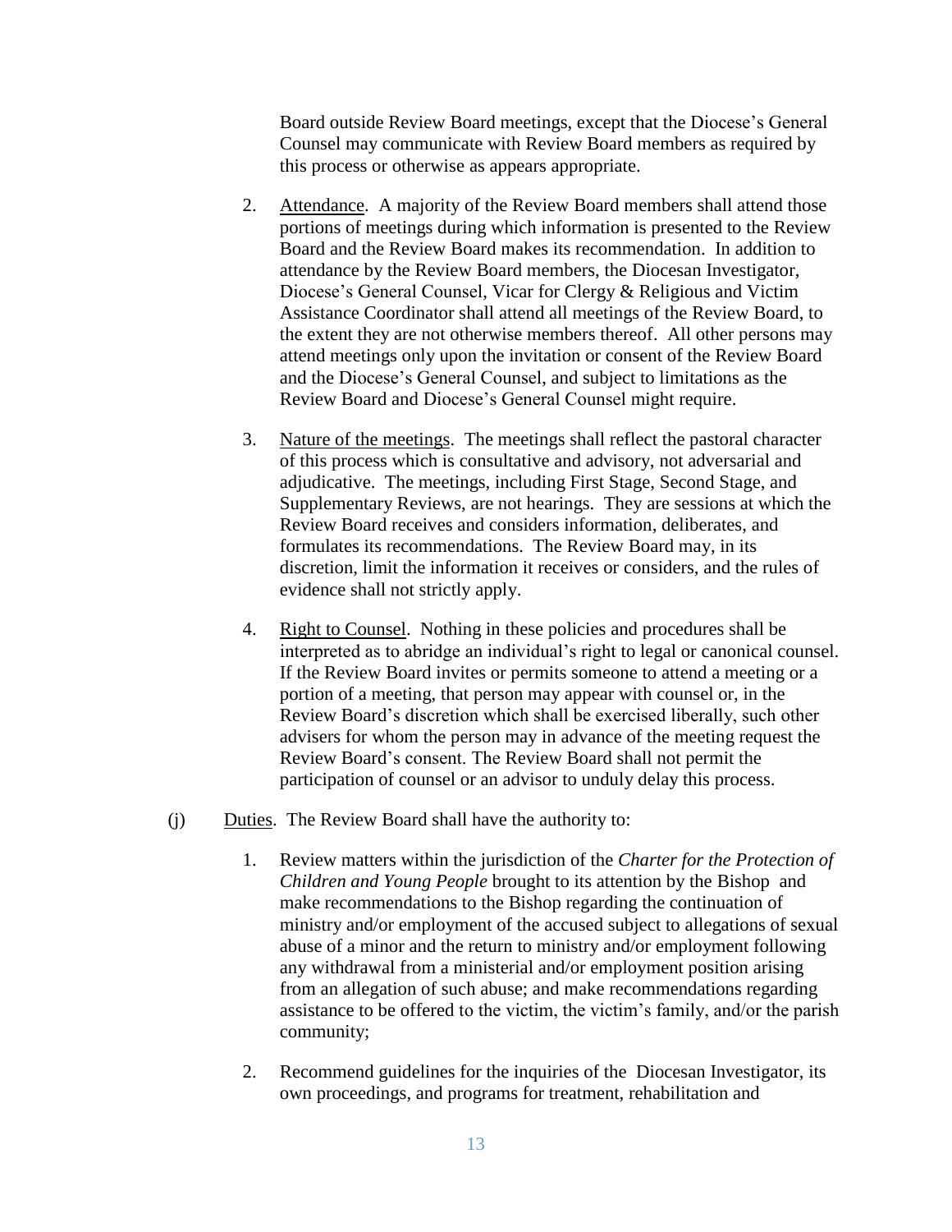Board outside Review Board meetings, except that the Diocese's General Counsel may communicate with Review Board members as required by this process or otherwise as appears appropriate.

2. Attendance. A majority of the Review Board members shall attend those portions of meetings during which information is presented to the Review Board and the Review Board makes its recommendation. In addition to attendance by the Review Board members, the Diocesan Investigator, Diocese's General Counsel, Vicar for Clergy & Religious and Victim Assistance Coordinator shall attend all meetings of the Review Board, to the extent they are not otherwise members thereof. All other persons may attend meetings only upon the invitation or consent of the Review Board and the Diocese's General Counsel, and subject to limitations as the Review Board and Diocese's General Counsel might require.

3. Nature of the meetings. The meetings shall reflect the pastoral character of this process which is consultative and advisory, not adversarial and adjudicative. The meetings, including First Stage, Second Stage, and Supplementary Reviews, are not hearings. They are sessions at which the Review Board receives and considers information, deliberates, and formulates its recommendations. The Review Board may, in its discretion, limit the information it receives or considers, and the rules of evidence shall not strictly apply.

4. Right to Counsel. Nothing in these policies and procedures shall be interpreted as to abridge an individual's right to legal or canonical counsel. If the Review Board invites or permits someone to attend a meeting or a portion of a meeting, that person may appear with counsel or, in the Review Board's discretion which shall be exercised liberally, such other advisers for whom the person may in advance of the meeting request the Review Board's consent. The Review Board shall not permit the participation of counsel or an advisor to unduly delay this process.

(j) Duties. The Review Board shall have the authority to:

1. Review matters within the jurisdiction of the *Charter for the Protection of Children and Young People* brought to its attention by the Bishop and make recommendations to the Bishop regarding the continuation of ministry and/or employment of the accused subject to allegations of sexual abuse of a minor and the return to ministry and/or employment following any withdrawal from a ministerial and/or employment position arising from an allegation of such abuse; and make recommendations regarding assistance to be offered to the victim, the victim's family, and/or the parish community;

2. Recommend guidelines for the inquiries of the Diocesan Investigator, its own proceedings, and programs for treatment, rehabilitation and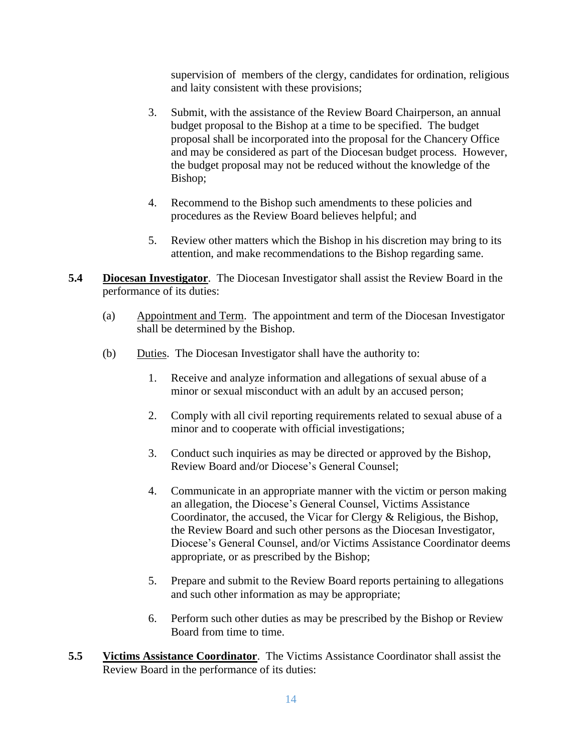supervision of members of the clergy, candidates for ordination, religious and laity consistent with these provisions;

3. Submit, with the assistance of the Review Board Chairperson, an annual budget proposal to the Bishop at a time to be specified. The budget proposal shall be incorporated into the proposal for the Chancery Office and may be considered as part of the Diocesan budget process. However, the budget proposal may not be reduced without the knowledge of the Bishop;

4. Recommend to the Bishop such amendments to these policies and procedures as the Review Board believes helpful; and

5. Review other matters which the Bishop in his discretion may bring to its attention, and make recommendations to the Bishop regarding same.

**5.4 Diocesan Investigator**. The Diocesan Investigator shall assist the Review Board in the performance of its duties:

(a) Appointment and Term. The appointment and term of the Diocesan Investigator shall be determined by the Bishop.

(b) Duties. The Diocesan Investigator shall have the authority to:

1. Receive and analyze information and allegations of sexual abuse of a minor or sexual misconduct with an adult by an accused person;

2. Comply with all civil reporting requirements related to sexual abuse of a minor and to cooperate with official investigations;

3. Conduct such inquiries as may be directed or approved by the Bishop, Review Board and/or Diocese's General Counsel;

4. Communicate in an appropriate manner with the victim or person making an allegation, the Diocese's General Counsel, Victims Assistance Coordinator, the accused, the Vicar for Clergy & Religious, the Bishop, the Review Board and such other persons as the Diocesan Investigator, Diocese's General Counsel, and/or Victims Assistance Coordinator deems appropriate, or as prescribed by the Bishop;

5. Prepare and submit to the Review Board reports pertaining to allegations and such other information as may be appropriate;

6. Perform such other duties as may be prescribed by the Bishop or Review Board from time to time.

**5.5 Victims Assistance Coordinator**. The Victims Assistance Coordinator shall assist the Review Board in the performance of its duties: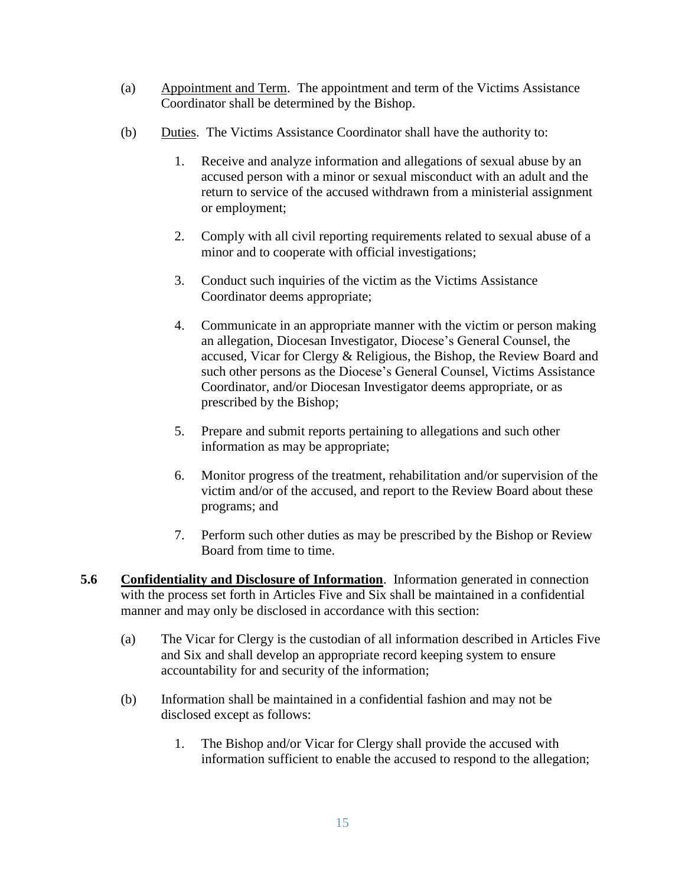(a) Appointment and Term. The appointment and term of the Victims Assistance Coordinator shall be determined by the Bishop.

(b) Duties. The Victims Assistance Coordinator shall have the authority to:

1. Receive and analyze information and allegations of sexual abuse by an accused person with a minor or sexual misconduct with an adult and the return to service of the accused withdrawn from a ministerial assignment or employment;

2. Comply with all civil reporting requirements related to sexual abuse of a minor and to cooperate with official investigations;

3. Conduct such inquiries of the victim as the Victims Assistance Coordinator deems appropriate;

4. Communicate in an appropriate manner with the victim or person making an allegation, Diocesan Investigator, Diocese's General Counsel, the accused, Vicar for Clergy & Religious, the Bishop, the Review Board and such other persons as the Diocese's General Counsel, Victims Assistance Coordinator, and/or Diocesan Investigator deems appropriate, or as prescribed by the Bishop;

5. Prepare and submit reports pertaining to allegations and such other information as may be appropriate;

6. Monitor progress of the treatment, rehabilitation and/or supervision of the victim and/or of the accused, and report to the Review Board about these programs; and

7. Perform such other duties as may be prescribed by the Bishop or Review Board from time to time.

**5.6 Confidentiality and Disclosure of Information**. Information generated in connection with the process set forth in Articles Five and Six shall be maintained in a confidential manner and may only be disclosed in accordance with this section:

(a) The Vicar for Clergy is the custodian of all information described in Articles Five and Six and shall develop an appropriate record keeping system to ensure accountability for and security of the information;

(b) Information shall be maintained in a confidential fashion and may not be disclosed except as follows:

1. The Bishop and/or Vicar for Clergy shall provide the accused with information sufficient to enable the accused to respond to the allegation;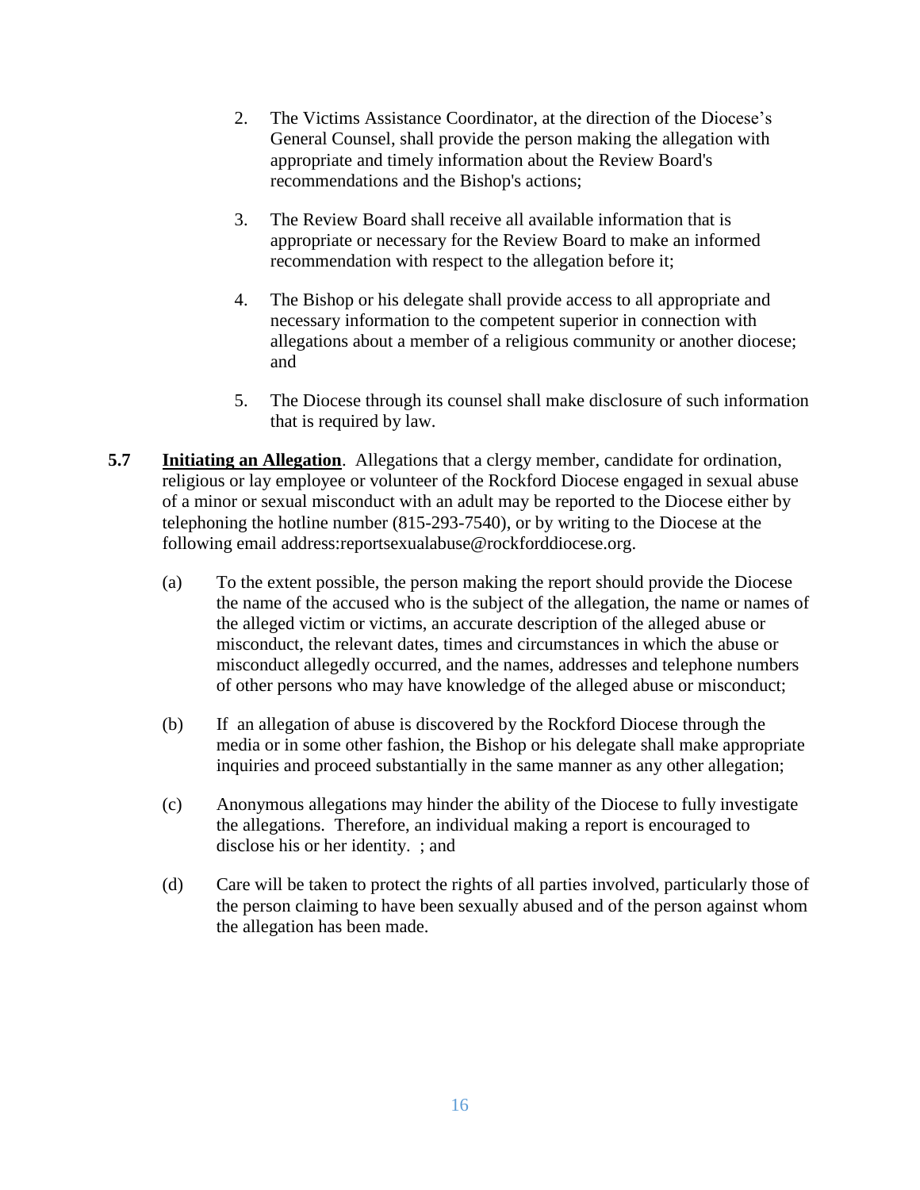2. The Victims Assistance Coordinator, at the direction of the Diocese's General Counsel, shall provide the person making the allegation with appropriate and timely information about the Review Board's recommendations and the Bishop's actions;

3. The Review Board shall receive all available information that is appropriate or necessary for the Review Board to make an informed recommendation with respect to the allegation before it;

4. The Bishop or his delegate shall provide access to all appropriate and necessary information to the competent superior in connection with allegations about a member of a religious community or another diocese; and

5. The Diocese through its counsel shall make disclosure of such information that is required by law.

**5.7** **Initiating an Allegation**. Allegations that a clergy member, candidate for ordination, religious or lay employee or volunteer of the Rockford Diocese engaged in sexual abuse of a minor or sexual misconduct with an adult may be reported to the Diocese either by telephoning the hotline number (815-293-7540), or by writing to the Diocese at the following email address:reportsexualabuse@rockforddiocese.org.

(a) To the extent possible, the person making the report should provide the Diocese the name of the accused who is the subject of the allegation, the name or names of the alleged victim or victims, an accurate description of the alleged abuse or misconduct, the relevant dates, times and circumstances in which the abuse or misconduct allegedly occurred, and the names, addresses and telephone numbers of other persons who may have knowledge of the alleged abuse or misconduct;

(b) If an allegation of abuse is discovered by the Rockford Diocese through the media or in some other fashion, the Bishop or his delegate shall make appropriate inquiries and proceed substantially in the same manner as any other allegation;

(c) Anonymous allegations may hinder the ability of the Diocese to fully investigate the allegations. Therefore, an individual making a report is encouraged to disclose his or her identity. ; and

(d) Care will be taken to protect the rights of all parties involved, particularly those of the person claiming to have been sexually abused and of the person against whom the allegation has been made.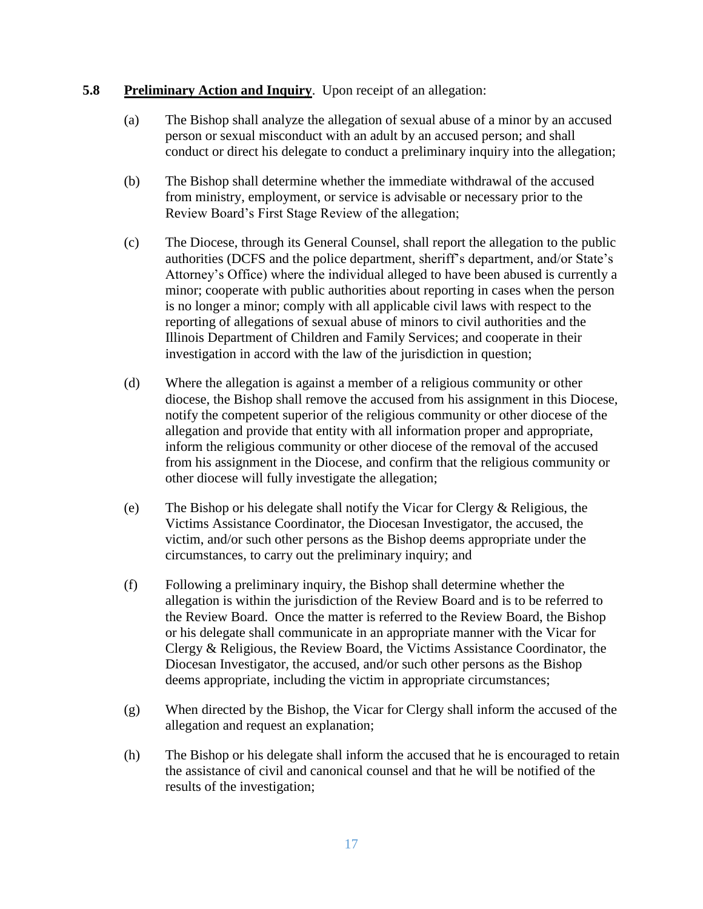**5.8** **Preliminary Action and Inquiry**. Upon receipt of an allegation:

(a) The Bishop shall analyze the allegation of sexual abuse of a minor by an accused person or sexual misconduct with an adult by an accused person; and shall conduct or direct his delegate to conduct a preliminary inquiry into the allegation;

(b) The Bishop shall determine whether the immediate withdrawal of the accused from ministry, employment, or service is advisable or necessary prior to the Review Board's First Stage Review of the allegation;

(c) The Diocese, through its General Counsel, shall report the allegation to the public authorities (DCFS and the police department, sheriff's department, and/or State's Attorney's Office) where the individual alleged to have been abused is currently a minor; cooperate with public authorities about reporting in cases when the person is no longer a minor; comply with all applicable civil laws with respect to the reporting of allegations of sexual abuse of minors to civil authorities and the Illinois Department of Children and Family Services; and cooperate in their investigation in accord with the law of the jurisdiction in question;

(d) Where the allegation is against a member of a religious community or other diocese, the Bishop shall remove the accused from his assignment in this Diocese, notify the competent superior of the religious community or other diocese of the allegation and provide that entity with all information proper and appropriate, inform the religious community or other diocese of the removal of the accused from his assignment in the Diocese, and confirm that the religious community or other diocese will fully investigate the allegation;

(e) The Bishop or his delegate shall notify the Vicar for Clergy & Religious, the Victims Assistance Coordinator, the Diocesan Investigator, the accused, the victim, and/or such other persons as the Bishop deems appropriate under the circumstances, to carry out the preliminary inquiry; and

(f) Following a preliminary inquiry, the Bishop shall determine whether the allegation is within the jurisdiction of the Review Board and is to be referred to the Review Board. Once the matter is referred to the Review Board, the Bishop or his delegate shall communicate in an appropriate manner with the Vicar for Clergy & Religious, the Review Board, the Victims Assistance Coordinator, the Diocesan Investigator, the accused, and/or such other persons as the Bishop deems appropriate, including the victim in appropriate circumstances;

(g) When directed by the Bishop, the Vicar for Clergy shall inform the accused of the allegation and request an explanation;

(h) The Bishop or his delegate shall inform the accused that he is encouraged to retain the assistance of civil and canonical counsel and that he will be notified of the results of the investigation;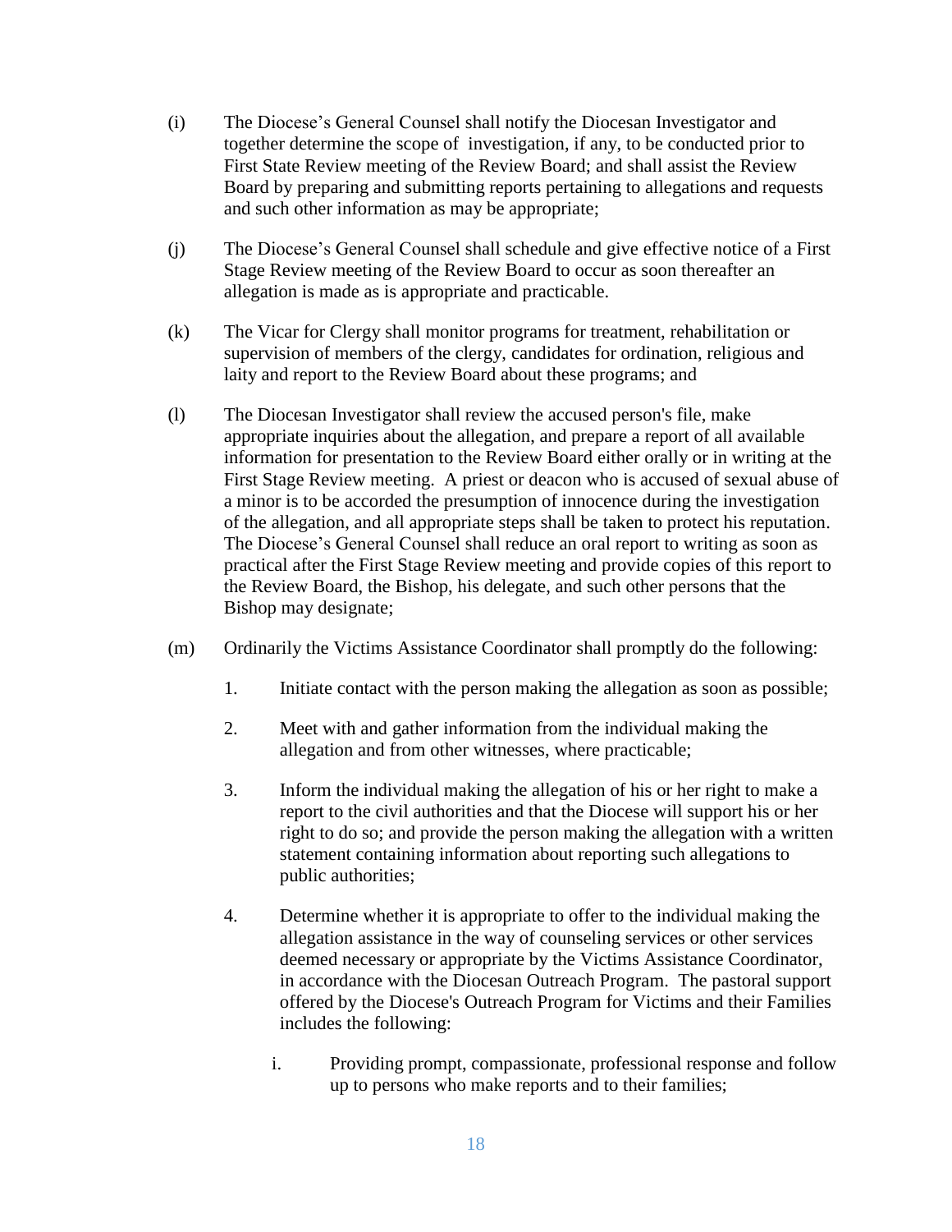(i) The Diocese's General Counsel shall notify the Diocesan Investigator and together determine the scope of investigation, if any, to be conducted prior to First State Review meeting of the Review Board; and shall assist the Review Board by preparing and submitting reports pertaining to allegations and requests and such other information as may be appropriate;

(j) The Diocese's General Counsel shall schedule and give effective notice of a First Stage Review meeting of the Review Board to occur as soon thereafter an allegation is made as is appropriate and practicable.

(k) The Vicar for Clergy shall monitor programs for treatment, rehabilitation or supervision of members of the clergy, candidates for ordination, religious and laity and report to the Review Board about these programs; and

(l) The Diocesan Investigator shall review the accused person's file, make appropriate inquiries about the allegation, and prepare a report of all available information for presentation to the Review Board either orally or in writing at the First Stage Review meeting. A priest or deacon who is accused of sexual abuse of a minor is to be accorded the presumption of innocence during the investigation of the allegation, and all appropriate steps shall be taken to protect his reputation. The Diocese's General Counsel shall reduce an oral report to writing as soon as practical after the First Stage Review meeting and provide copies of this report to the Review Board, the Bishop, his delegate, and such other persons that the Bishop may designate;

(m) Ordinarily the Victims Assistance Coordinator shall promptly do the following:

1. Initiate contact with the person making the allegation as soon as possible;

2. Meet with and gather information from the individual making the allegation and from other witnesses, where practicable;

3. Inform the individual making the allegation of his or her right to make a report to the civil authorities and that the Diocese will support his or her right to do so; and provide the person making the allegation with a written statement containing information about reporting such allegations to public authorities;

4. Determine whether it is appropriate to offer to the individual making the allegation assistance in the way of counseling services or other services deemed necessary or appropriate by the Victims Assistance Coordinator, in accordance with the Diocesan Outreach Program. The pastoral support offered by the Diocese's Outreach Program for Victims and their Families includes the following:

   i. Providing prompt, compassionate, professional response and follow up to persons who make reports and to their families;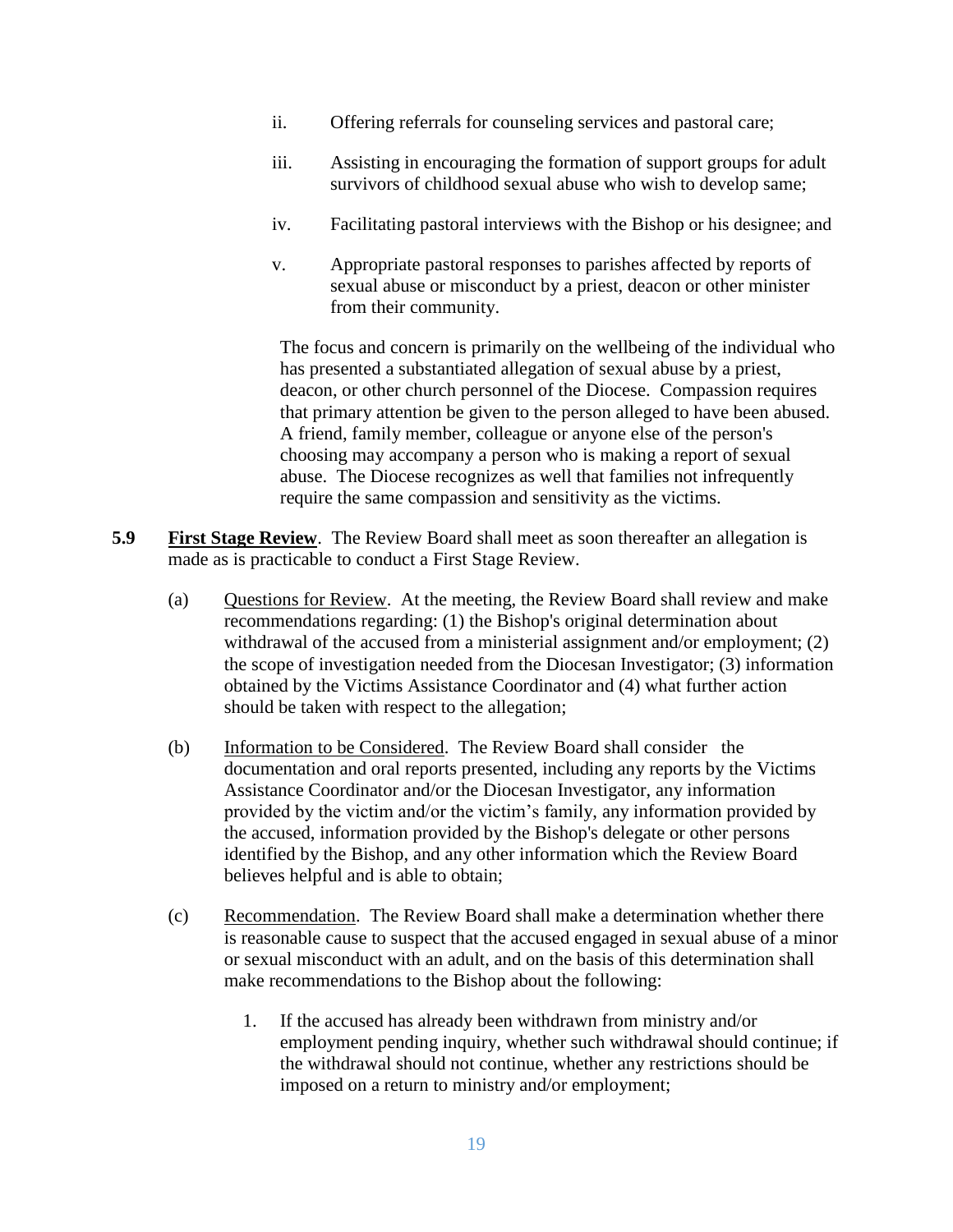ii. Offering referrals for counseling services and pastoral care;

iii. Assisting in encouraging the formation of support groups for adult survivors of childhood sexual abuse who wish to develop same;

iv. Facilitating pastoral interviews with the Bishop or his designee; and

v. Appropriate pastoral responses to parishes affected by reports of sexual abuse or misconduct by a priest, deacon or other minister from their community.

The focus and concern is primarily on the wellbeing of the individual who has presented a substantiated allegation of sexual abuse by a priest, deacon, or other church personnel of the Diocese. Compassion requires that primary attention be given to the person alleged to have been abused. A friend, family member, colleague or anyone else of the person's choosing may accompany a person who is making a report of sexual abuse. The Diocese recognizes as well that families not infrequently require the same compassion and sensitivity as the victims.

**5.9** **First Stage Review**. The Review Board shall meet as soon thereafter an allegation is made as is practicable to conduct a First Stage Review.

(a) Questions for Review. At the meeting, the Review Board shall review and make recommendations regarding: (1) the Bishop's original determination about withdrawal of the accused from a ministerial assignment and/or employment; (2) the scope of investigation needed from the Diocesan Investigator; (3) information obtained by the Victims Assistance Coordinator and (4) what further action should be taken with respect to the allegation;

(b) Information to be Considered. The Review Board shall consider the documentation and oral reports presented, including any reports by the Victims Assistance Coordinator and/or the Diocesan Investigator, any information provided by the victim and/or the victim's family, any information provided by the accused, information provided by the Bishop's delegate or other persons identified by the Bishop, and any other information which the Review Board believes helpful and is able to obtain;

(c) Recommendation. The Review Board shall make a determination whether there is reasonable cause to suspect that the accused engaged in sexual abuse of a minor or sexual misconduct with an adult, and on the basis of this determination shall make recommendations to the Bishop about the following:

1. If the accused has already been withdrawn from ministry and/or employment pending inquiry, whether such withdrawal should continue; if the withdrawal should not continue, whether any restrictions should be imposed on a return to ministry and/or employment;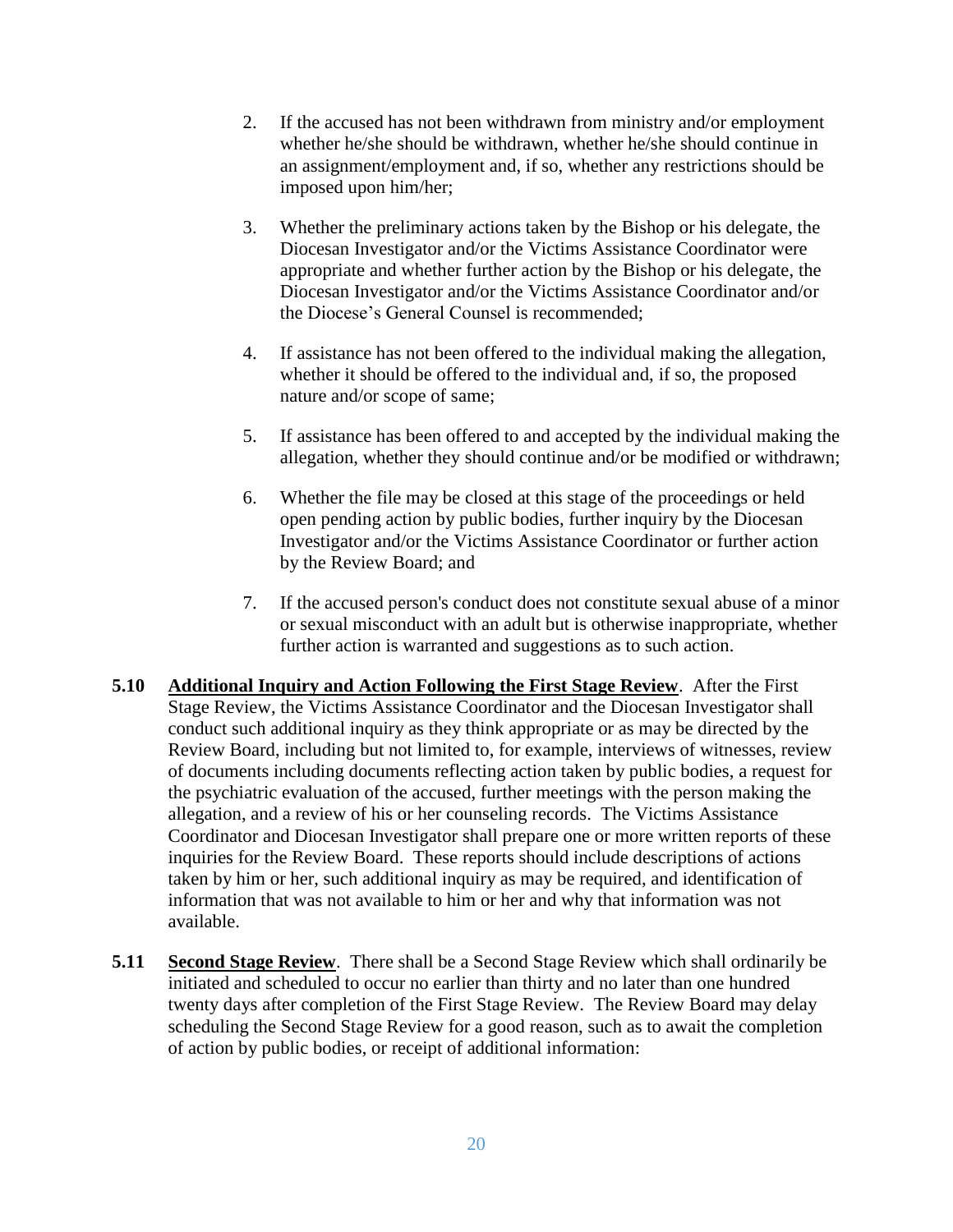2. If the accused has not been withdrawn from ministry and/or employment whether he/she should be withdrawn, whether he/she should continue in an assignment/employment and, if so, whether any restrictions should be imposed upon him/her;

3. Whether the preliminary actions taken by the Bishop or his delegate, the Diocesan Investigator and/or the Victims Assistance Coordinator were appropriate and whether further action by the Bishop or his delegate, the Diocesan Investigator and/or the Victims Assistance Coordinator and/or the Diocese's General Counsel is recommended;

4. If assistance has not been offered to the individual making the allegation, whether it should be offered to the individual and, if so, the proposed nature and/or scope of same;

5. If assistance has been offered to and accepted by the individual making the allegation, whether they should continue and/or be modified or withdrawn;

6. Whether the file may be closed at this stage of the proceedings or held open pending action by public bodies, further inquiry by the Diocesan Investigator and/or the Victims Assistance Coordinator or further action by the Review Board; and

7. If the accused person's conduct does not constitute sexual abuse of a minor or sexual misconduct with an adult but is otherwise inappropriate, whether further action is warranted and suggestions as to such action.

**5.10** **Additional Inquiry and Action Following the First Stage Review**. After the First Stage Review, the Victims Assistance Coordinator and the Diocesan Investigator shall conduct such additional inquiry as they think appropriate or as may be directed by the Review Board, including but not limited to, for example, interviews of witnesses, review of documents including documents reflecting action taken by public bodies, a request for the psychiatric evaluation of the accused, further meetings with the person making the allegation, and a review of his or her counseling records. The Victims Assistance Coordinator and Diocesan Investigator shall prepare one or more written reports of these inquiries for the Review Board. These reports should include descriptions of actions taken by him or her, such additional inquiry as may be required, and identification of information that was not available to him or her and why that information was not available.

**5.11** **Second Stage Review**. There shall be a Second Stage Review which shall ordinarily be initiated and scheduled to occur no earlier than thirty and no later than one hundred twenty days after completion of the First Stage Review. The Review Board may delay scheduling the Second Stage Review for a good reason, such as to await the completion of action by public bodies, or receipt of additional information: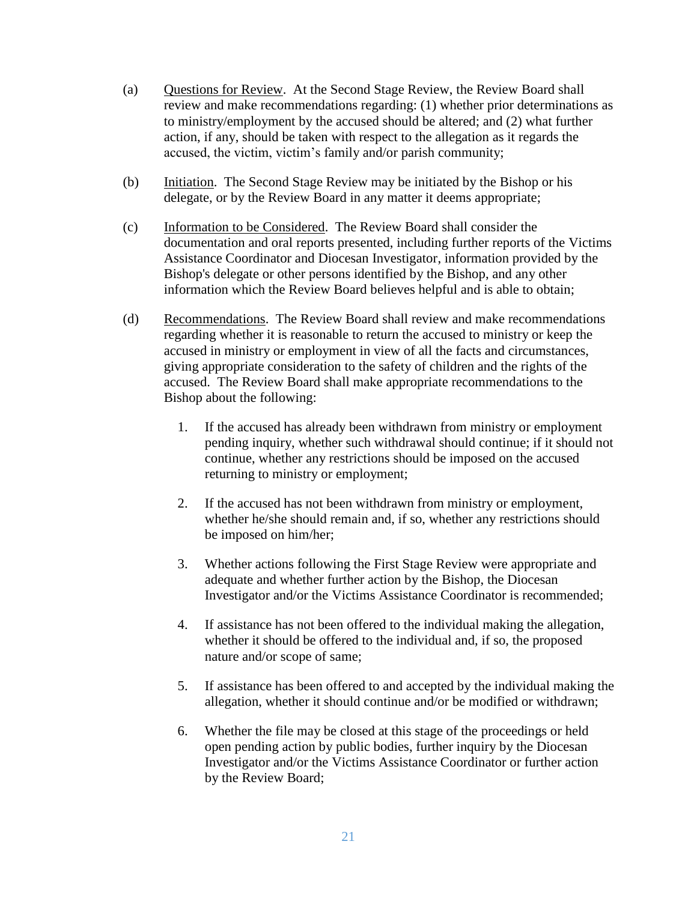(a) Questions for Review. At the Second Stage Review, the Review Board shall review and make recommendations regarding: (1) whether prior determinations as to ministry/employment by the accused should be altered; and (2) what further action, if any, should be taken with respect to the allegation as it regards the accused, the victim, victim's family and/or parish community;

(b) Initiation. The Second Stage Review may be initiated by the Bishop or his delegate, or by the Review Board in any matter it deems appropriate;

(c) Information to be Considered. The Review Board shall consider the documentation and oral reports presented, including further reports of the Victims Assistance Coordinator and Diocesan Investigator, information provided by the Bishop's delegate or other persons identified by the Bishop, and any other information which the Review Board believes helpful and is able to obtain;

(d) Recommendations. The Review Board shall review and make recommendations regarding whether it is reasonable to return the accused to ministry or keep the accused in ministry or employment in view of all the facts and circumstances, giving appropriate consideration to the safety of children and the rights of the accused. The Review Board shall make appropriate recommendations to the Bishop about the following:

   1. If the accused has already been withdrawn from ministry or employment pending inquiry, whether such withdrawal should continue; if it should not continue, whether any restrictions should be imposed on the accused returning to ministry or employment;

   2. If the accused has not been withdrawn from ministry or employment, whether he/she should remain and, if so, whether any restrictions should be imposed on him/her;

   3. Whether actions following the First Stage Review were appropriate and adequate and whether further action by the Bishop, the Diocesan Investigator and/or the Victims Assistance Coordinator is recommended;

   4. If assistance has not been offered to the individual making the allegation, whether it should be offered to the individual and, if so, the proposed nature and/or scope of same;

   5. If assistance has been offered to and accepted by the individual making the allegation, whether it should continue and/or be modified or withdrawn;

   6. Whether the file may be closed at this stage of the proceedings or held open pending action by public bodies, further inquiry by the Diocesan Investigator and/or the Victims Assistance Coordinator or further action by the Review Board;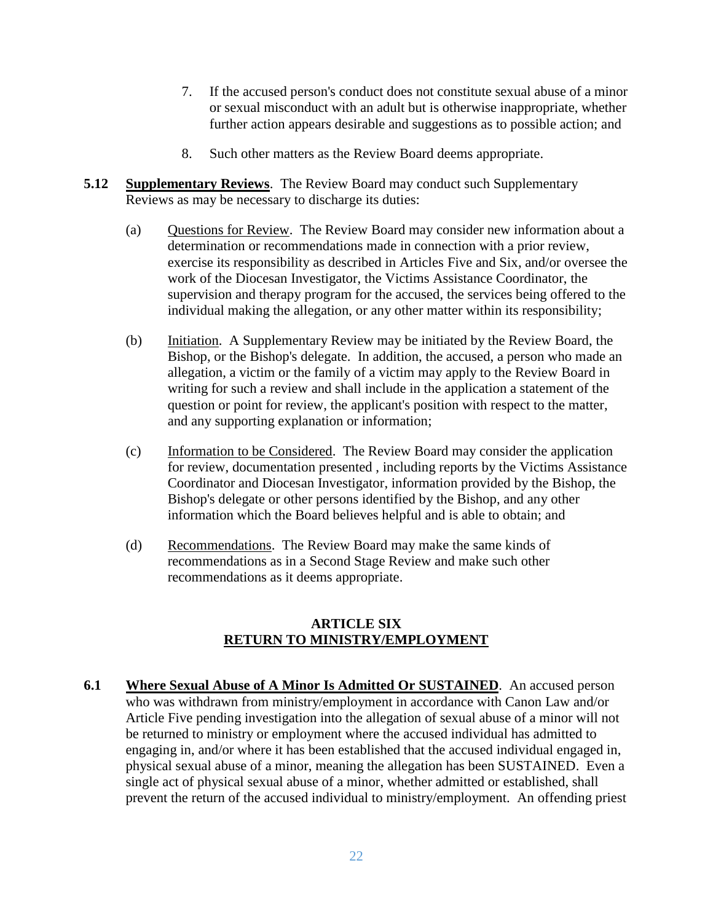7. If the accused person's conduct does not constitute sexual abuse of a minor or sexual misconduct with an adult but is otherwise inappropriate, whether further action appears desirable and suggestions as to possible action; and

8. Such other matters as the Review Board deems appropriate.

**5.12 Supplementary Reviews**. The Review Board may conduct such Supplementary Reviews as may be necessary to discharge its duties:

(a) Questions for Review. The Review Board may consider new information about a determination or recommendations made in connection with a prior review, exercise its responsibility as described in Articles Five and Six, and/or oversee the work of the Diocesan Investigator, the Victims Assistance Coordinator, the supervision and therapy program for the accused, the services being offered to the individual making the allegation, or any other matter within its responsibility;

(b) Initiation. A Supplementary Review may be initiated by the Review Board, the Bishop, or the Bishop's delegate. In addition, the accused, a person who made an allegation, a victim or the family of a victim may apply to the Review Board in writing for such a review and shall include in the application a statement of the question or point for review, the applicant's position with respect to the matter, and any supporting explanation or information;

(c) Information to be Considered. The Review Board may consider the application for review, documentation presented , including reports by the Victims Assistance Coordinator and Diocesan Investigator, information provided by the Bishop, the Bishop's delegate or other persons identified by the Bishop, and any other information which the Board believes helpful and is able to obtain; and

(d) Recommendations. The Review Board may make the same kinds of recommendations as in a Second Stage Review and make such other recommendations as it deems appropriate.

## ARTICLE SIX
## RETURN TO MINISTRY/EMPLOYMENT

**6.1 Where Sexual Abuse of A Minor Is Admitted Or SUSTAINED**. An accused person who was withdrawn from ministry/employment in accordance with Canon Law and/or Article Five pending investigation into the allegation of sexual abuse of a minor will not be returned to ministry or employment where the accused individual has admitted to engaging in, and/or where it has been established that the accused individual engaged in, physical sexual abuse of a minor, meaning the allegation has been SUSTAINED. Even a single act of physical sexual abuse of a minor, whether admitted or established, shall prevent the return of the accused individual to ministry/employment. An offending priest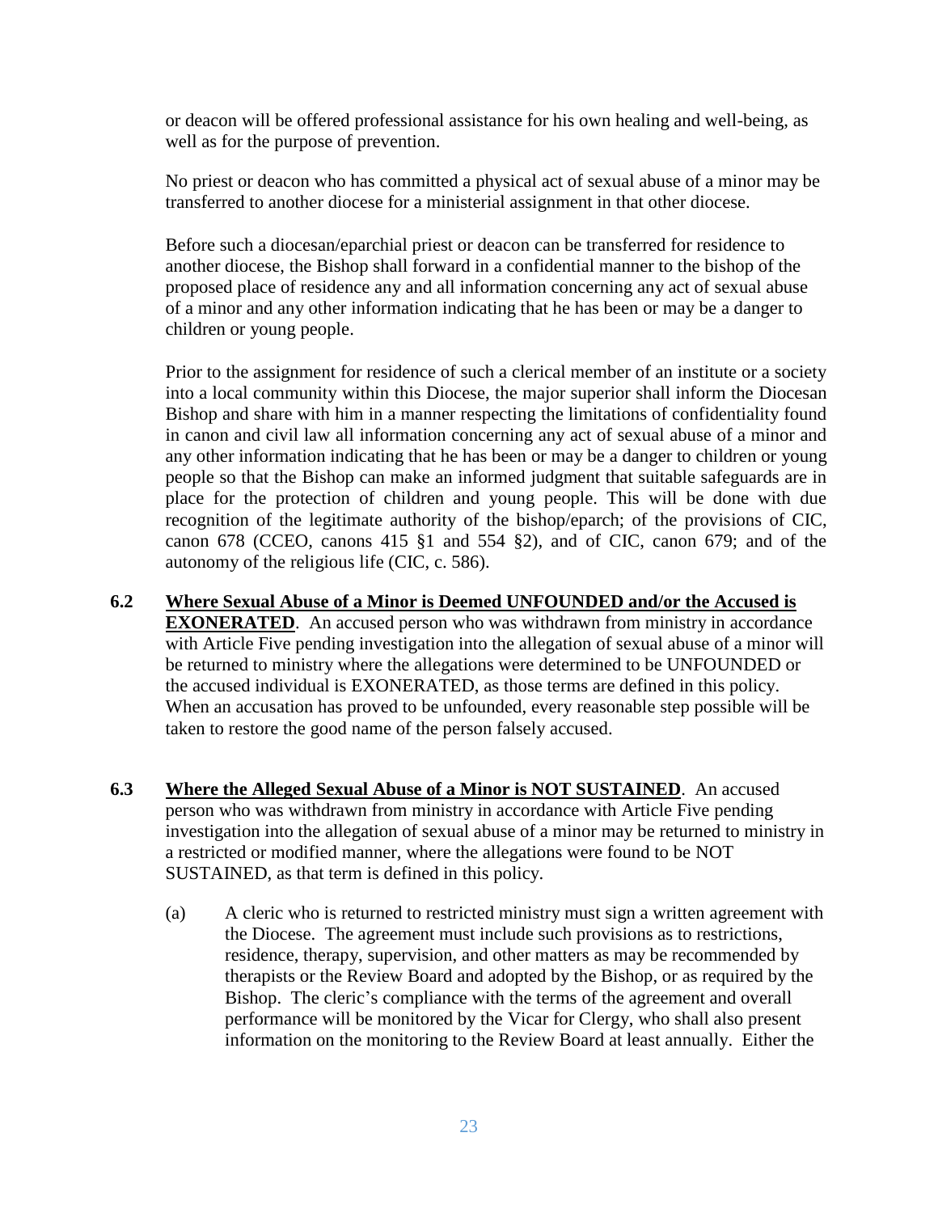or deacon will be offered professional assistance for his own healing and well-being, as well as for the purpose of prevention.

No priest or deacon who has committed a physical act of sexual abuse of a minor may be transferred to another diocese for a ministerial assignment in that other diocese.

Before such a diocesan/eparchial priest or deacon can be transferred for residence to another diocese, the Bishop shall forward in a confidential manner to the bishop of the proposed place of residence any and all information concerning any act of sexual abuse of a minor and any other information indicating that he has been or may be a danger to children or young people.

Prior to the assignment for residence of such a clerical member of an institute or a society into a local community within this Diocese, the major superior shall inform the Diocesan Bishop and share with him in a manner respecting the limitations of confidentiality found in canon and civil law all information concerning any act of sexual abuse of a minor and any other information indicating that he has been or may be a danger to children or young people so that the Bishop can make an informed judgment that suitable safeguards are in place for the protection of children and young people. This will be done with due recognition of the legitimate authority of the bishop/eparch; of the provisions of CIC, canon 678 (CCEO, canons 415 §1 and 554 §2), and of CIC, canon 679; and of the autonomy of the religious life (CIC, c. 586).

**6.2 <u>Where Sexual Abuse of a Minor is Deemed UNFOUNDED and/or the Accused is EXONERATED</u>**. An accused person who was withdrawn from ministry in accordance with Article Five pending investigation into the allegation of sexual abuse of a minor will be returned to ministry where the allegations were determined to be UNFOUNDED or the accused individual is EXONERATED, as those terms are defined in this policy. When an accusation has proved to be unfounded, every reasonable step possible will be taken to restore the good name of the person falsely accused.

**6.3 <u>Where the Alleged Sexual Abuse of a Minor is NOT SUSTAINED</u>**. An accused person who was withdrawn from ministry in accordance with Article Five pending investigation into the allegation of sexual abuse of a minor may be returned to ministry in a restricted or modified manner, where the allegations were found to be NOT SUSTAINED, as that term is defined in this policy.

(a) A cleric who is returned to restricted ministry must sign a written agreement with the Diocese. The agreement must include such provisions as to restrictions, residence, therapy, supervision, and other matters as may be recommended by therapists or the Review Board and adopted by the Bishop, or as required by the Bishop. The cleric's compliance with the terms of the agreement and overall performance will be monitored by the Vicar for Clergy, who shall also present information on the monitoring to the Review Board at least annually. Either the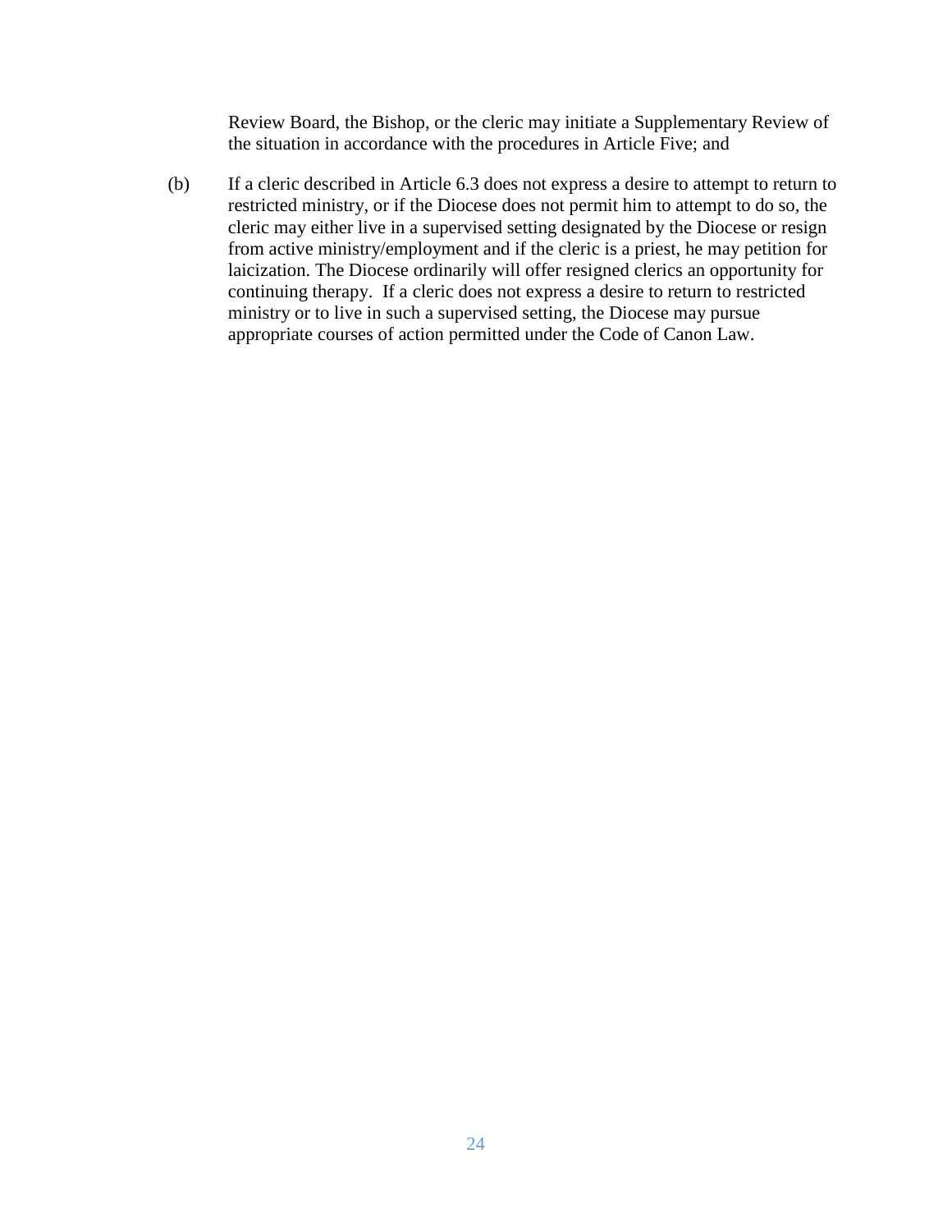Review Board, the Bishop, or the cleric may initiate a Supplementary Review of the situation in accordance with the procedures in Article Five; and

(b) If a cleric described in Article 6.3 does not express a desire to attempt to return to restricted ministry, or if the Diocese does not permit him to attempt to do so, the cleric may either live in a supervised setting designated by the Diocese or resign from active ministry/employment and if the cleric is a priest, he may petition for laicization. The Diocese ordinarily will offer resigned clerics an opportunity for continuing therapy. If a cleric does not express a desire to return to restricted ministry or to live in such a supervised setting, the Diocese may pursue appropriate courses of action permitted under the Code of Canon Law.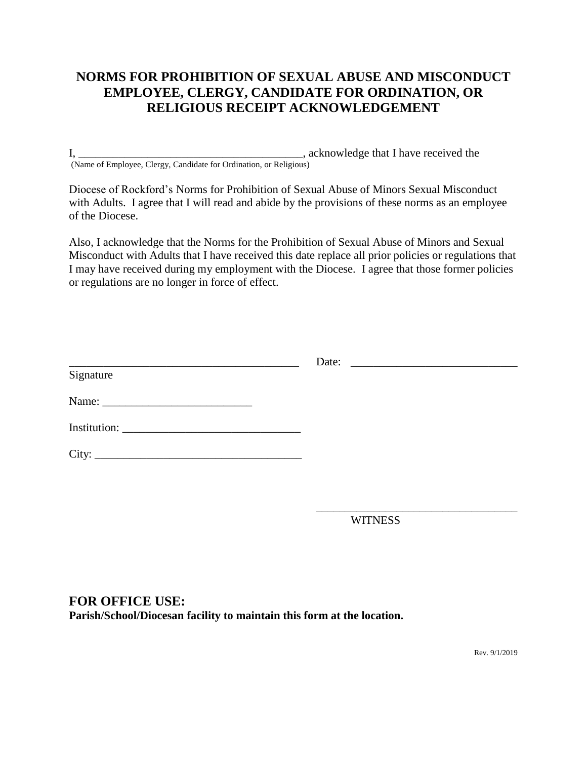# NORMS FOR PROHIBITION OF SEXUAL ABUSE AND MISCONDUCT EMPLOYEE, CLERGY, CANDIDATE FOR ORDINATION, OR RELIGIOUS RECEIPT ACKNOWLEDGEMENT

I, _______________________________________, acknowledge that I have received the
(Name of Employee, Clergy, Candidate for Ordination, or Religious)

Diocese of Rockford's Norms for Prohibition of Sexual Abuse of Minors Sexual Misconduct with Adults. I agree that I will read and abide by the provisions of these norms as an employee of the Diocese.

Also, I acknowledge that the Norms for the Prohibition of Sexual Abuse of Minors and Sexual Misconduct with Adults that I have received this date replace all prior policies or regulations that I may have received during my employment with the Diocese. I agree that those former policies or regulations are no longer in force of effect.

_______________________________________ Date: _____________________________
Signature

Name: __________________________

Institution: ______________________________

City: ___________________________________

__________________________________
WITNESS

## FOR OFFICE USE:

**Parish/School/Diocesan facility to maintain this form at the location.**

Rev. 9/1/2019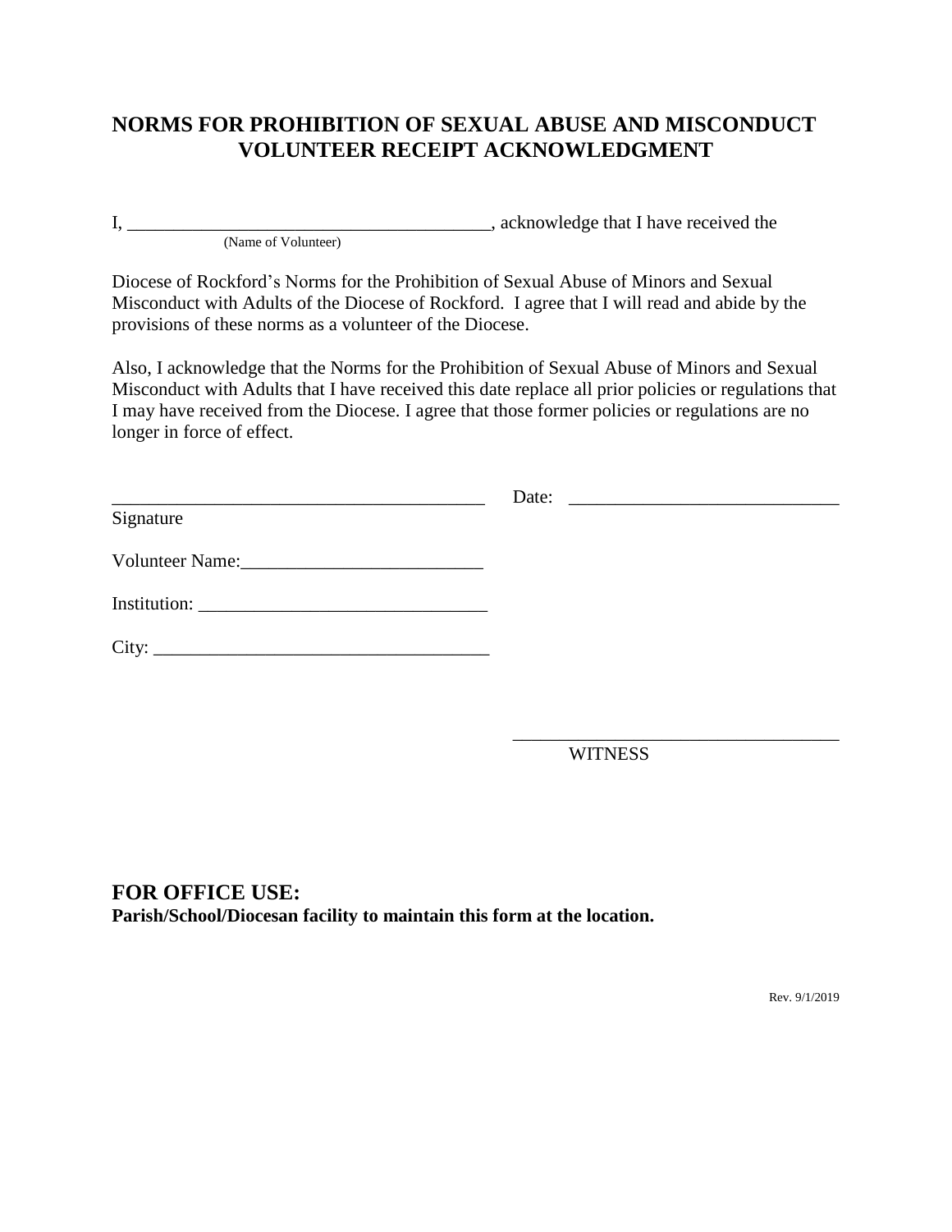# NORMS FOR PROHIBITION OF SEXUAL ABUSE AND MISCONDUCT VOLUNTEER RECEIPT ACKNOWLEDGMENT

I, ________________________________________, acknowledge that I have received the
(Name of Volunteer)

Diocese of Rockford's Norms for the Prohibition of Sexual Abuse of Minors and Sexual Misconduct with Adults of the Diocese of Rockford. I agree that I will read and abide by the provisions of these norms as a volunteer of the Diocese.

Also, I acknowledge that the Norms for the Prohibition of Sexual Abuse of Minors and Sexual Misconduct with Adults that I have received this date replace all prior policies or regulations that I may have received from the Diocese. I agree that those former policies or regulations are no longer in force of effect.

________________________________________ Date: ______________________________
Signature

Volunteer Name:__________________________

Institution: ______________________________

City: ___________________________________

____________________________________
WITNESS

## FOR OFFICE USE:

**Parish/School/Diocesan facility to maintain this form at the location.**

Rev. 9/1/2019